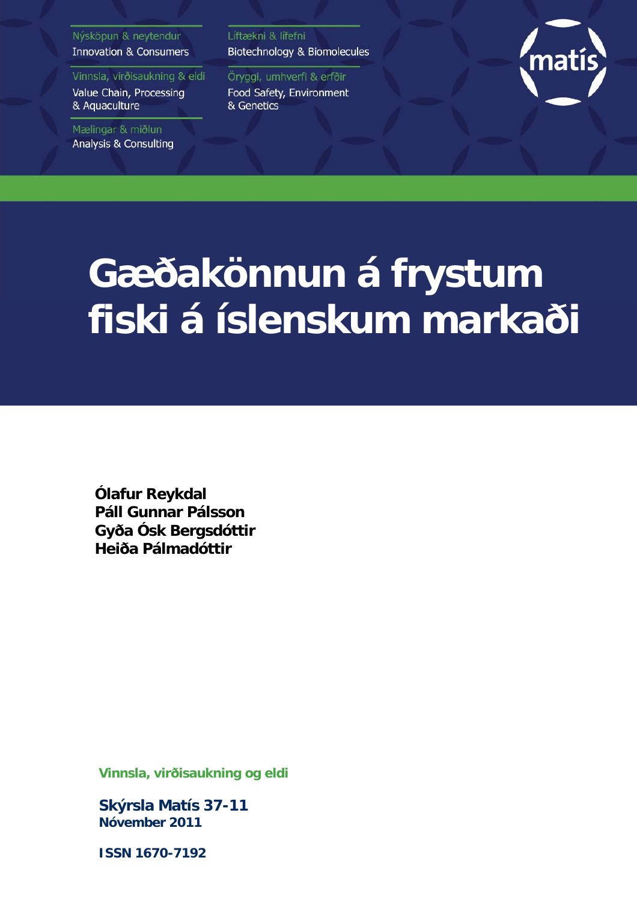Nýsköpun & neytendur
Innovation & Consumers

Vinnsla, virðisaukning & eldi
Value Chain, Processing & Aquaculture

Mælingar & miðlun
Analysis & Consulting

Líftækni & lífefni
Biotechnology & Biomolecules

Öryggi, umhverfi & erfðir
Food Safety, Environment & Genetics

matís

# Gæðakönnun á frystum fiski á íslenskum markaði

**Ólafur Reykdal**
**Páll Gunnar Pálsson**
**Gyða Ósk Bergsdóttir**
**Heiða Pálmadóttir**

Vinnsla, virðisaukning og eldi

**Skýrsla Matís 37-11**
**Nóvember 2011**

**ISSN 1670-7192**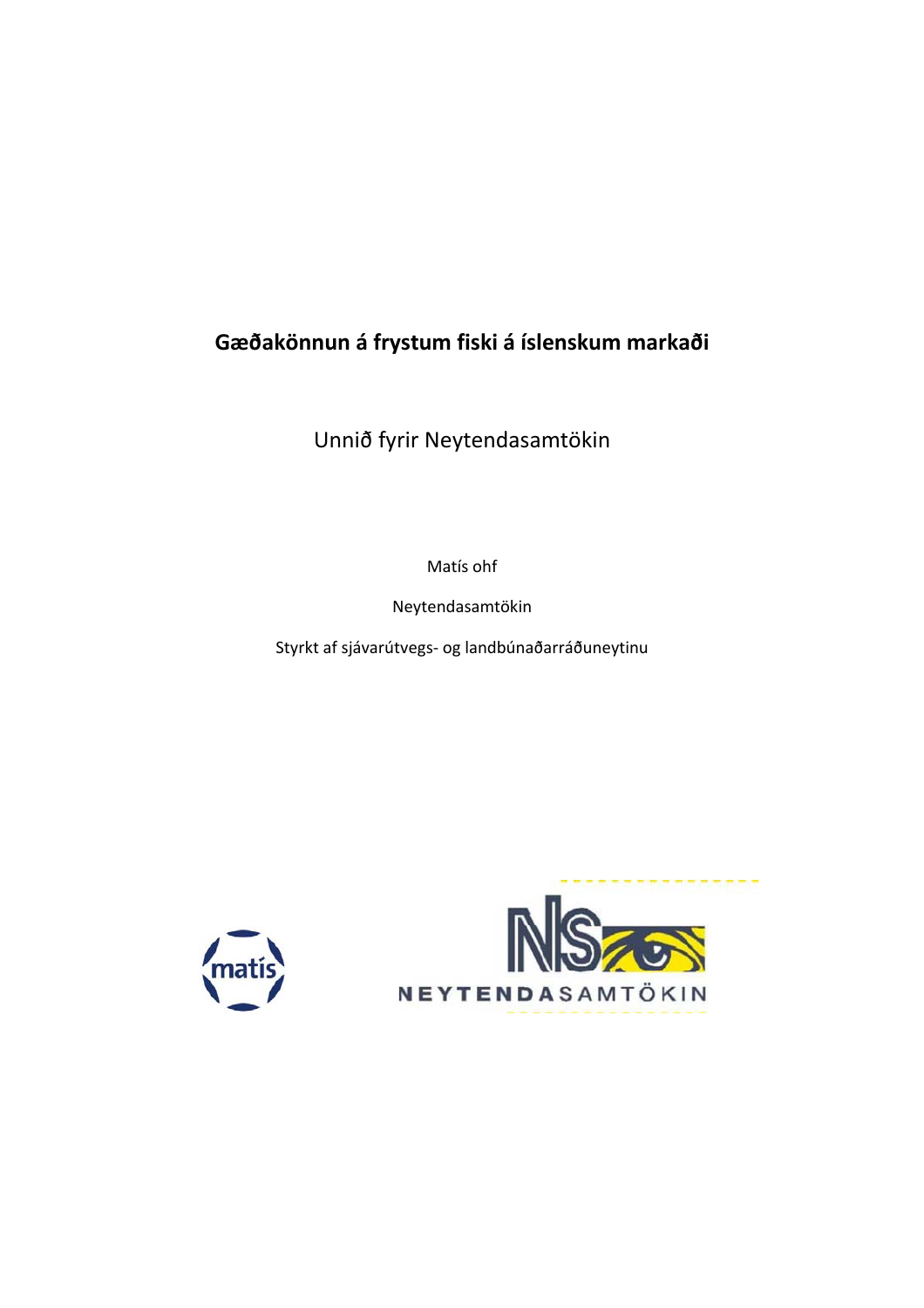# Gæðakönnun á frystum fiski á íslenskum markaði

Unnið fyrir Neytendasamtökin

Matís ohf

Neytendasamtökin

Styrkt af sjávarútvegs- og landbúnaðarráðuneytinu

NEYTENDASAMTÖKIN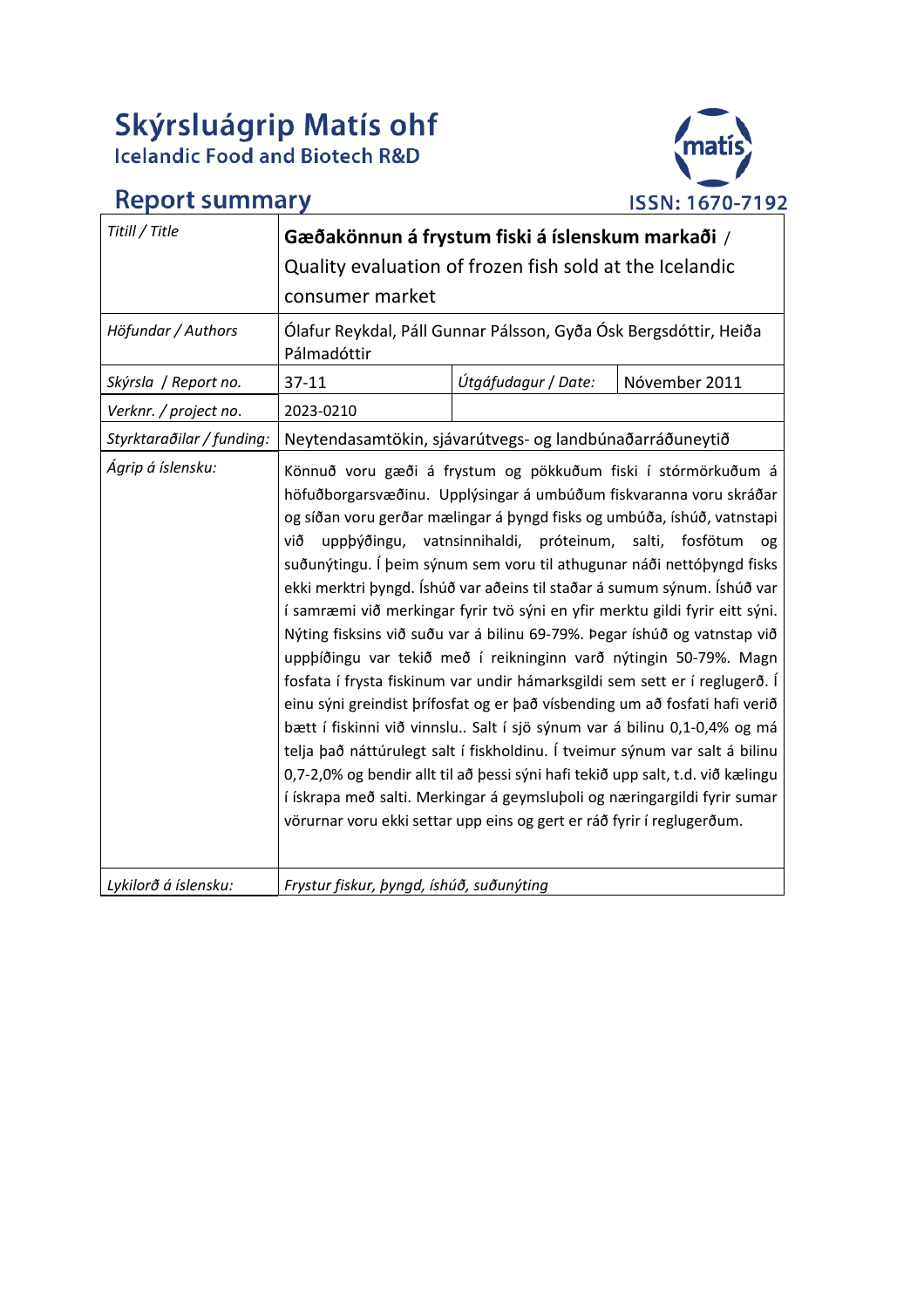# Skýrsluágrip Matís ohf
Icelandic Food and Biotech R&D

## Report summary

ISSN: 1670-7192

| *Titill / Title* | **Gæðakönnun á frystum fiski á íslenskum markaði** / Quality evaluation of frozen fish sold at the Icelandic consumer market | | |
|---|---|---|---|
| *Höfundar / Authors* | Ólafur Reykdal, Páll Gunnar Pálsson, Gyða Ósk Bergsdóttir, Heiða Pálmadóttir | | |
| *Skýrsla / Report no.* | 37-11 | *Útgáfudagur / Date:* | Nóvember 2011 |
| *Verknr. / project no.* | 2023-0210 | | |
| *Styrktaraðilar / funding:* | Neytendasamtökin, sjávarútvegs- og landbúnaðarráðuneytið | | |
| *Ágrip á íslensku:* | Könnuð voru gæði á frystum og pökkuðum fiski í stórmörkuðum á höfuðborgarsvæðinu. Upplýsingar á umbúðum fiskvaranna voru skráðar og síðan voru gerðar mælingar á þyngd fisks og umbúða, íshúð, vatnstapi við uppþýðingu, vatnsinnihaldi, próteinum, salti, fosfötum og suðunýtingu. Í þeim sýnum sem voru til athugunar náði nettóþyngd fisks ekki merktri þyngd. Íshúð var aðeins til staðar á sumum sýnum. Íshúð var í samræmi við merkingar fyrir tvö sýni en yfir merktu gildi fyrir eitt sýni. Nýting fisksins við suðu var á bilinu 69-79%. Þegar íshúð og vatnstap við uppþíðingu var tekið með í reikninginn varð nýtingin 50-79%. Magn fosfata í frysta fiskinum var undir hámarksgildi sem sett er í reglugerð. Í einu sýni greindist þrífosfat og er það vísbending um að fosfati hafi verið bætt í fiskinni við vinnslu.. Salt í sjö sýnum var á bilinu 0,1-0,4% og má telja það náttúrulegt salt í fiskholdinu. Í tveimur sýnum var salt á bilinu 0,7-2,0% og bendir allt til að þessi sýni hafi tekið upp salt, t.d. við kælingu í ískrapa með salti. Merkingar á geymsluþoli og næringargildi fyrir sumar vörurnar voru ekki settar upp eins og gert er ráð fyrir í reglugerðum. | | |
| *Lykilorð á íslensku:* | *Frystur fiskur, þyngd, íshúð, suðunýting* | | |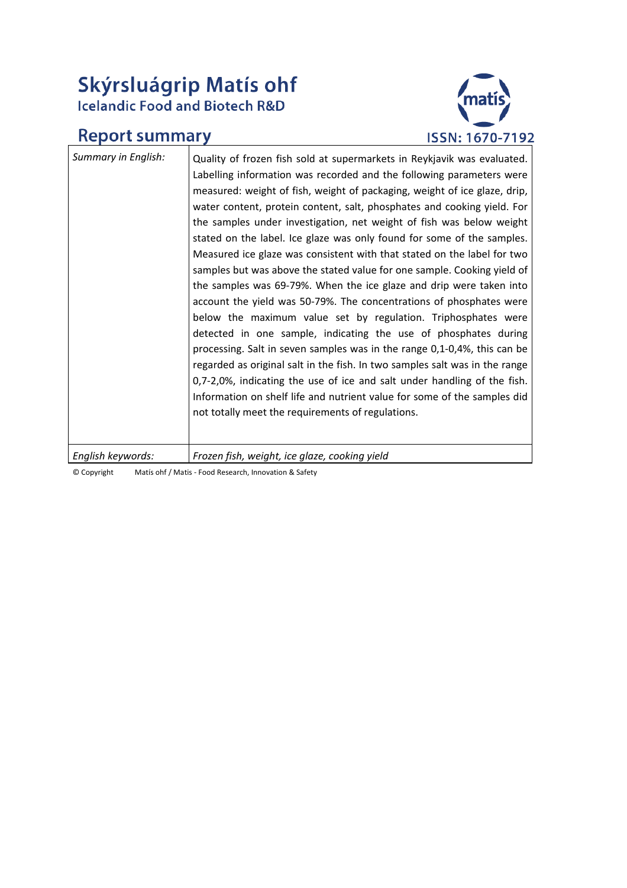# Skýrsluágrip Matís ohf
## Icelandic Food and Biotech R&D

## Report summary

ISSN: 1670-7192

| | |
|---|---|
| *Summary in English:* | Quality of frozen fish sold at supermarkets in Reykjavik was evaluated. Labelling information was recorded and the following parameters were measured: weight of fish, weight of packaging, weight of ice glaze, drip, water content, protein content, salt, phosphates and cooking yield. For the samples under investigation, net weight of fish was below weight stated on the label. Ice glaze was only found for some of the samples. Measured ice glaze was consistent with that stated on the label for two samples but was above the stated value for one sample. Cooking yield of the samples was 69-79%. When the ice glaze and drip were taken into account the yield was 50-79%. The concentrations of phosphates were below the maximum value set by regulation. Triphosphates were detected in one sample, indicating the use of phosphates during processing. Salt in seven samples was in the range 0,1-0,4%, this can be regarded as original salt in the fish. In two samples salt was in the range 0,7-2,0%, indicating the use of ice and salt under handling of the fish. Information on shelf life and nutrient value for some of the samples did not totally meet the requirements of regulations. |
| *English keywords:* | *Frozen fish, weight, ice glaze, cooking yield* |

© Copyright Matís ohf / Matis - Food Research, Innovation & Safety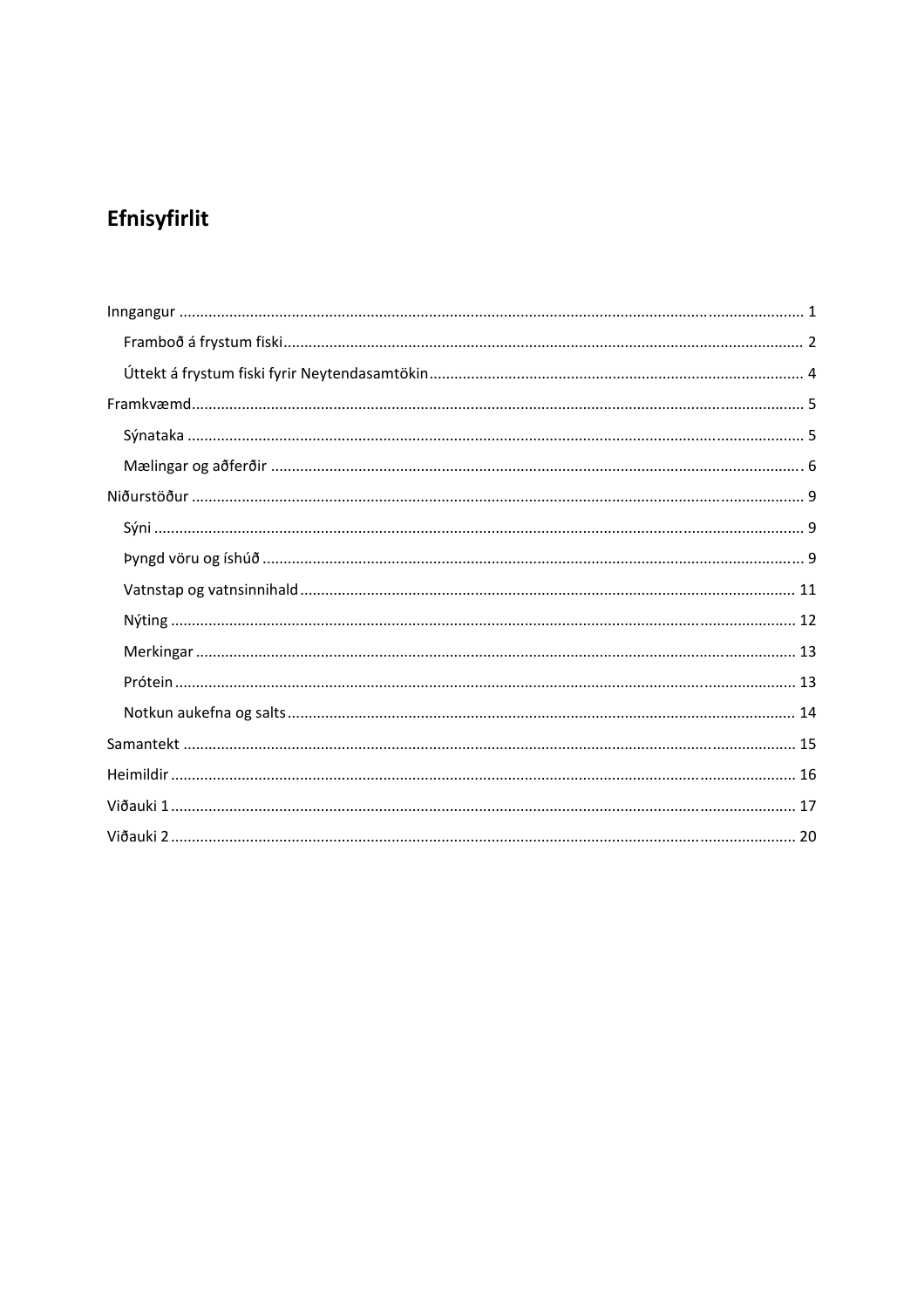# Efnisyfirlit

Inngangur ...................................................................................................................................... 1

- Framboð á frystum fiski ........................................................................................................... 2
- Úttekt á frystum fiski fyrir Neytendasamtökin ......................................................................... 4

Framkvæmd ..................................................................................................................................... 5

- Sýnataka .................................................................................................................................. 5
- Mælingar og aðferðir ............................................................................................................... 6

Niðurstöður ..................................................................................................................................... 9

- Sýni .......................................................................................................................................... 9
- Þyngd vöru og íshúð ................................................................................................................. 9
- Vatnstap og vatnsinnihald ...................................................................................................... 11
- Nýting .................................................................................................................................... 12
- Merkingar .............................................................................................................................. 13
- Prótein ................................................................................................................................... 13
- Notkun aukefna og salts ......................................................................................................... 14

Samantekt ..................................................................................................................................... 15

Heimildir ....................................................................................................................................... 16

Viðauki 1 ....................................................................................................................................... 17

Viðauki 2 ....................................................................................................................................... 20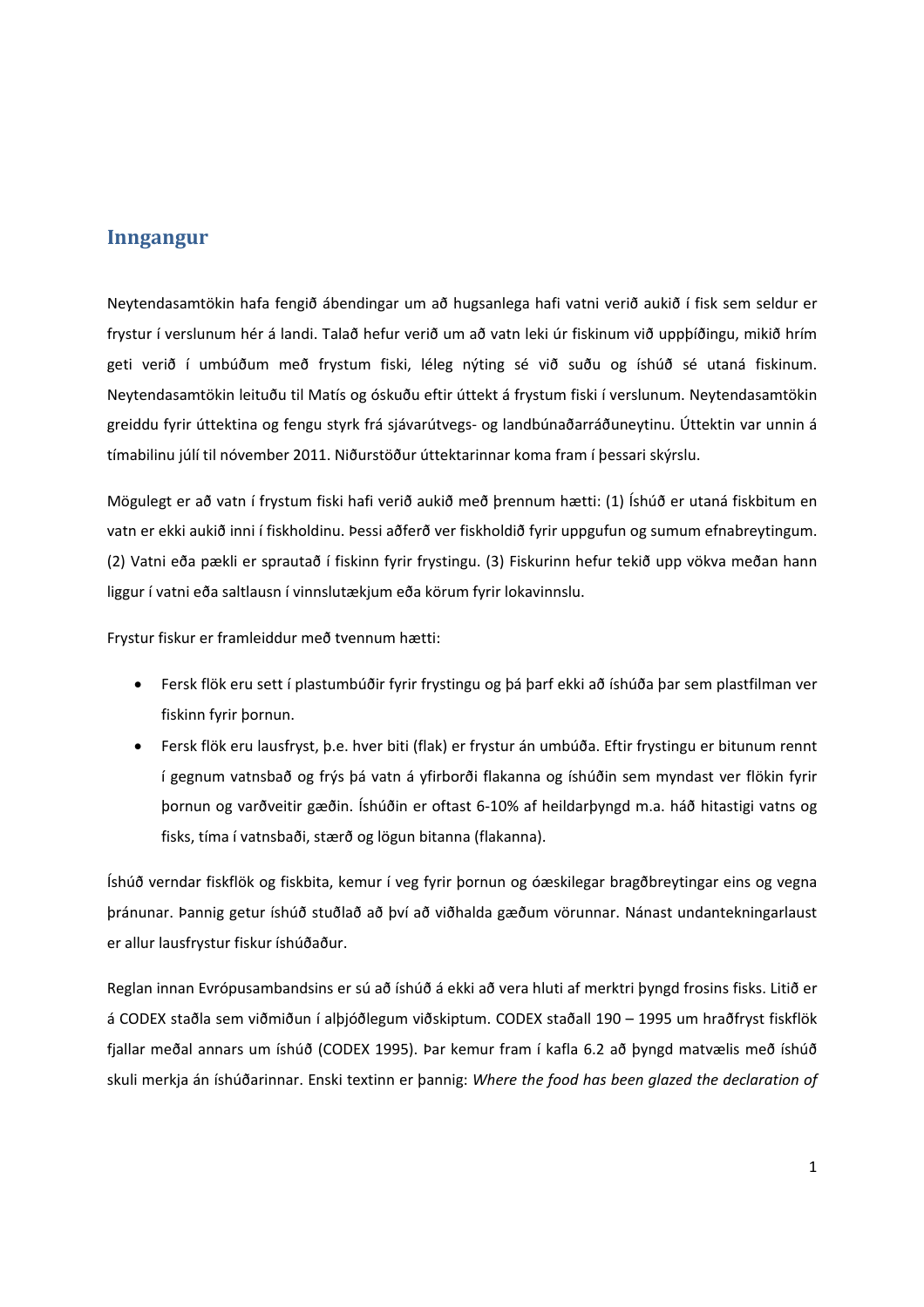# Inngangur

Neytendasamtökin hafa fengið ábendingar um að hugsanlega hafi vatni verið aukið í fisk sem seldur er frystur í verslunum hér á landi. Talað hefur verið um að vatn leki úr fiskinum við uppþíðingu, mikið hrím geti verið í umbúðum með frystum fiski, léleg nýting sé við suðu og íshúð sé utaná fiskinum. Neytendasamtökin leituðu til Matís og óskuðu eftir úttekt á frystum fiski í verslunum. Neytendasamtökin greiddu fyrir úttektina og fengu styrk frá sjávarútvegs- og landbúnaðarráðuneytinu. Úttektin var unnin á tímabilinu júlí til nóvember 2011. Niðurstöður úttektarinnar koma fram í þessari skýrslu.

Mögulegt er að vatn í frystum fiski hafi verið aukið með þrennum hætti: (1) Íshúð er utaná fiskbitum en vatn er ekki aukið inni í fiskholdinu. Þessi aðferð ver fiskholdið fyrir uppgufun og sumum efnabreytingum. (2) Vatni eða pækli er sprautað í fiskinn fyrir frystingu. (3) Fiskurinn hefur tekið upp vökva meðan hann liggur í vatni eða saltlausn í vinnslutækjum eða körum fyrir lokavinnslu.

Frystur fiskur er framleiddur með tvennum hætti:

- Fersk flök eru sett í plastumbúðir fyrir frystingu og þá þarf ekki að íshúða þar sem plastfilman ver fiskinn fyrir þornun.
- Fersk flök eru lausfryst, þ.e. hver biti (flak) er frystur án umbúða. Eftir frystingu er bitunum rennt í gegnum vatnsbað og frýs þá vatn á yfirborði flakanna og íshúðin sem myndast ver flökin fyrir þornun og varðveitir gæðin. Íshúðin er oftast 6-10% af heildarþyngd m.a. háð hitastigi vatns og fisks, tíma í vatnsbaði, stærð og lögun bitanna (flakanna).

Íshúð verndar fiskflök og fiskbita, kemur í veg fyrir þornun og óæskilegar bragðbreytingar eins og vegna þránunar. Þannig getur íshúð stuðlað að því að viðhalda gæðum vörunnar. Nánast undantekningarlaust er allur lausfrystur fiskur íshúðaður.

Reglan innan Evrópusambandsins er sú að íshúð á ekki að vera hluti af merktri þyngd frosins fisks. Litið er á CODEX staðla sem viðmiðun í alþjóðlegum viðskiptum. CODEX staðall 190 – 1995 um hraðfryst fiskflök fjallar meðal annars um íshúð (CODEX 1995). Þar kemur fram í kafla 6.2 að þyngd matvælis með íshúð skuli merkja án íshúðarinnar. Enski textinn er þannig: *Where the food has been glazed the declaration of*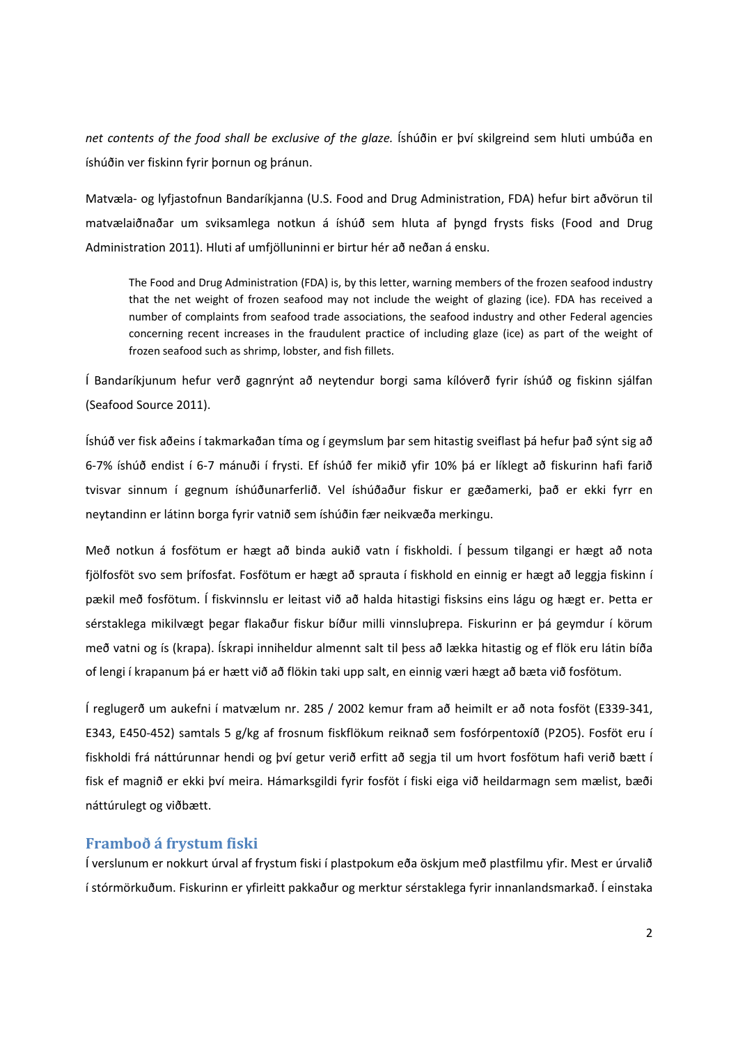*net contents of the food shall be exclusive of the glaze.* Íshúðin er því skilgreind sem hluti umbúða en íshúðin ver fiskinn fyrir þornun og þránun.

Matvæla- og lyfjastofnun Bandaríkjanna (U.S. Food and Drug Administration, FDA) hefur birt aðvörun til matvælaiðnaðar um sviksamlega notkun á íshúð sem hluta af þyngd frysts fisks (Food and Drug Administration 2011). Hluti af umfjölluninni er birtur hér að neðan á ensku.

> The Food and Drug Administration (FDA) is, by this letter, warning members of the frozen seafood industry that the net weight of frozen seafood may not include the weight of glazing (ice). FDA has received a number of complaints from seafood trade associations, the seafood industry and other Federal agencies concerning recent increases in the fraudulent practice of including glaze (ice) as part of the weight of frozen seafood such as shrimp, lobster, and fish fillets.

Í Bandaríkjunum hefur verð gagnrýnt að neytendur borgi sama kílóverð fyrir íshúð og fiskinn sjálfan (Seafood Source 2011).

Íshúð ver fisk aðeins í takmarkaðan tíma og í geymslum þar sem hitastig sveiflast þá hefur það sýnt sig að 6-7% íshúð endist í 6-7 mánuði í frysti. Ef íshúð fer mikið yfir 10% þá er líklegt að fiskurinn hafi farið tvisvar sinnum í gegnum íshúðunarferlið. Vel íshúðaður fiskur er gæðamerki, það er ekki fyrr en neytandinn er látinn borga fyrir vatnið sem íshúðin fær neikvæða merkingu.

Með notkun á fosfötum er hægt að binda aukið vatn í fiskholdi. Í þessum tilgangi er hægt að nota fjölfosföt svo sem þrífosfat. Fosfötum er hægt að sprauta í fiskhold en einnig er hægt að leggja fiskinn í pækil með fosfötum. Í fiskvinnslu er leitast við að halda hitastigi fisksins eins lágu og hægt er. Þetta er sérstaklega mikilvægt þegar flakaður fiskur bíður milli vinnsluþrepa. Fiskurinn er þá geymdur í körum með vatni og ís (krapa). Ískrapi inniheldur almennt salt til þess að lækka hitastig og ef flök eru látin bíða of lengi í krapanum þá er hætt við að flökin taki upp salt, en einnig væri hægt að bæta við fosfötum.

Í reglugerð um aukefni í matvælum nr. 285 / 2002 kemur fram að heimilt er að nota fosföt (E339-341, E343, E450-452) samtals 5 g/kg af frosnum fiskflökum reiknað sem fosfórpentoxíð ($P_2O_5$). Fosföt eru í fiskholdi frá náttúrunnar hendi og því getur verið erfitt að segja til um hvort fosfötum hafi verið bætt í fisk ef magnið er ekki því meira. Hámarksgildi fyrir fosföt í fiski eiga við heildarmagn sem mælist, bæði náttúrulegt og viðbætt.

## Framboð á frystum fiski

Í verslunum er nokkurt úrval af frystum fiski í plastpokum eða öskjum með plastfilmu yfir. Mest er úrvalið í stórmörkuðum. Fiskurinn er yfirleitt pakkaður og merktur sérstaklega fyrir innanlandsmarkað. Í einstaka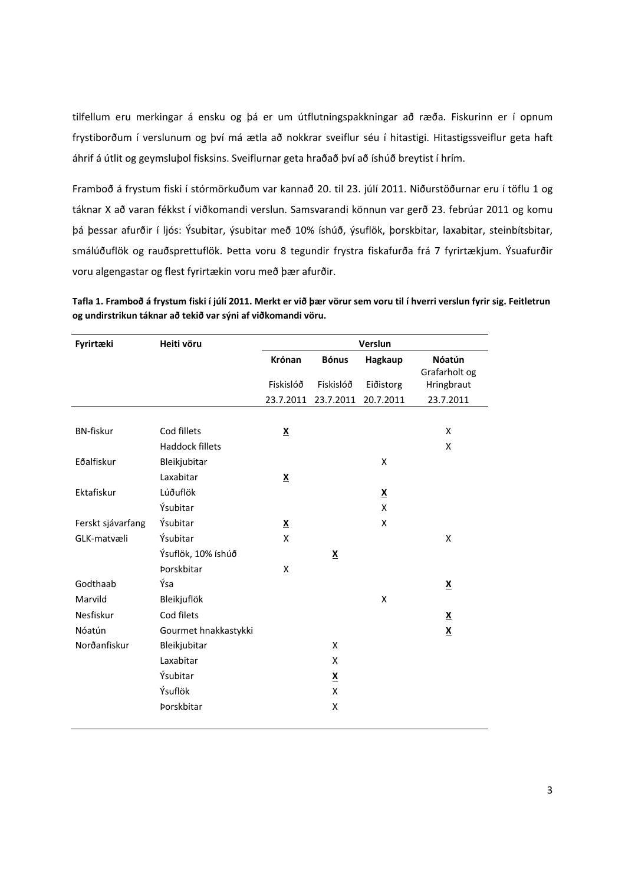tilfellum eru merkingar á ensku og þá er um útflutningspakkningar að ræða. Fiskurinn er í opnum frystiborðum í verslunum og því má ætla að nokkrar sveiflur séu í hitastigi. Hitastigssveiflur geta haft áhrif á útlit og geymsluþol fisksins. Sveiflurnar geta hraðað því að íshúð breytist í hrím.

Framboð á frystum fiski í stórmörkuðum var kannað 20. til 23. júlí 2011. Niðurstöðurnar eru í töflu 1 og táknar X að varan fékkst í viðkomandi verslun. Samsvarandi könnun var gerð 23. febrúar 2011 og komu þá þessar afurðir í ljós: Ýsubitar, ýsubitar með 10% íshúð, ýsuflök, þorskbitar, laxabitar, steinbítsbitar, smálúðuflök og rauðsprettuflök. Þetta voru 8 tegundir frystra fiskafurða frá 7 fyrirtækjum. Ýsuafurðir voru algengastar og flest fyrirtækin voru með þær afurðir.

**Tafla 1. Framboð á frystum fiski í júlí 2011. Merkt er við þær vörur sem voru til í hverri verslun fyrir sig. Feitletrun og undirstrikun táknar að tekið var sýni af viðkomandi vöru.**

| Fyrirtæki | Heiti vöru | Verslun | | | |
|---|---|---|---|---|---|
| | | Krónan | Bónus | Hagkaup | Nóatún Grafarholt og |
| | | Fiskislóð | Fiskislóð | Eiðistorg | Hringbraut |
| | | 23.7.2011 | 23.7.2011 | 20.7.2011 | 23.7.2011 |
| BN-fiskur | Cod fillets | **<u>X</u>** | | | X |
| | Haddock fillets | | | | X |
| Eðalfiskur | Bleikjubitar | | | X | |
| | Laxabitar | **<u>X</u>** | | | |
| Ektafiskur | Lúðuflök | | | **<u>X</u>** | |
| | Ýsubitar | | | X | |
| Ferskt sjávarfang | Ýsubitar | **<u>X</u>** | | X | |
| GLK-matvæli | Ýsubitar | X | | | X |
| | Ýsuflök, 10% íshúð | | **<u>X</u>** | | |
| | Þorskbitar | X | | | |
| Godthaab | Ýsa | | | | **<u>X</u>** |
| Marvild | Bleikjuflök | | | X | |
| Nesfiskur | Cod filets | | | | **<u>X</u>** |
| Nóatún | Gourmet hnakkastykki | | | | **<u>X</u>** |
| Norðanfiskur | Bleikjubitar | | X | | |
| | Laxabitar | | X | | |
| | Ýsubitar | | **<u>X</u>** | | |
| | Ýsuflök | | X | | |
| | Þorskbitar | | X | | |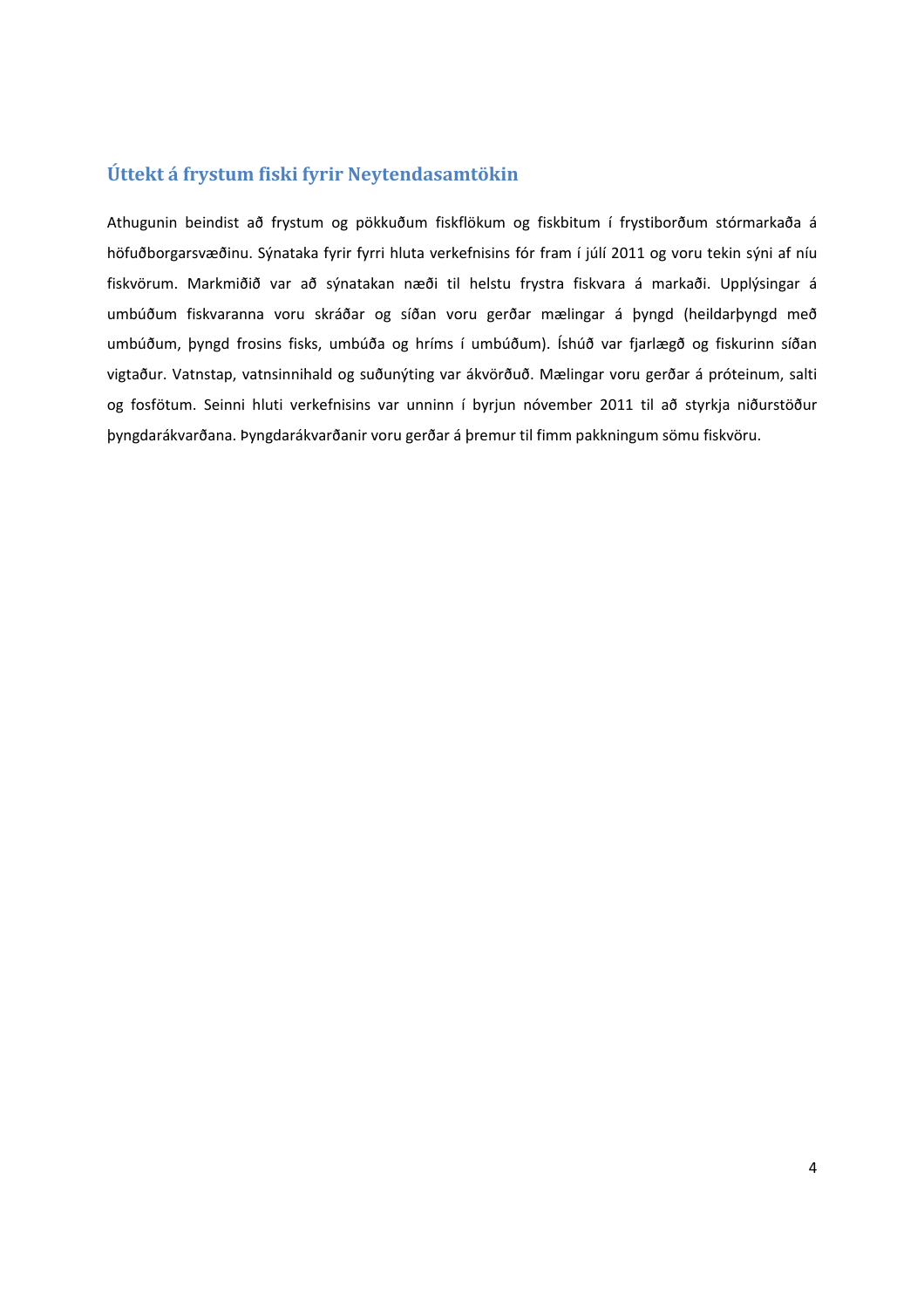## Úttekt á frystum fiski fyrir Neytendasamtökin

Athugunin beindist að frystum og pökkuðum fiskflökum og fiskbitum í frystiborðum stórmarkaða á höfuðborgarsvæðinu. Sýnataka fyrir fyrri hluta verkefnisins fór fram í júlí 2011 og voru tekin sýni af níu fiskvörum. Markmiðið var að sýnatakan næði til helstu frystra fiskvara á markaði. Upplýsingar á umbúðum fiskvaranna voru skráðar og síðan voru gerðar mælingar á þyngd (heildarþyngd með umbúðum, þyngd frosins fisks, umbúða og hríms í umbúðum). Íshúð var fjarlægð og fiskurinn síðan vigtaður. Vatnstap, vatnsinnihald og suðunýting var ákvörðuð. Mælingar voru gerðar á próteinum, salti og fosfötum. Seinni hluti verkefnisins var unninn í byrjun nóvember 2011 til að styrkja niðurstöður þyngdarákvarðana. Þyngdarákvarðanir voru gerðar á þremur til fimm pakkningum sömu fiskvöru.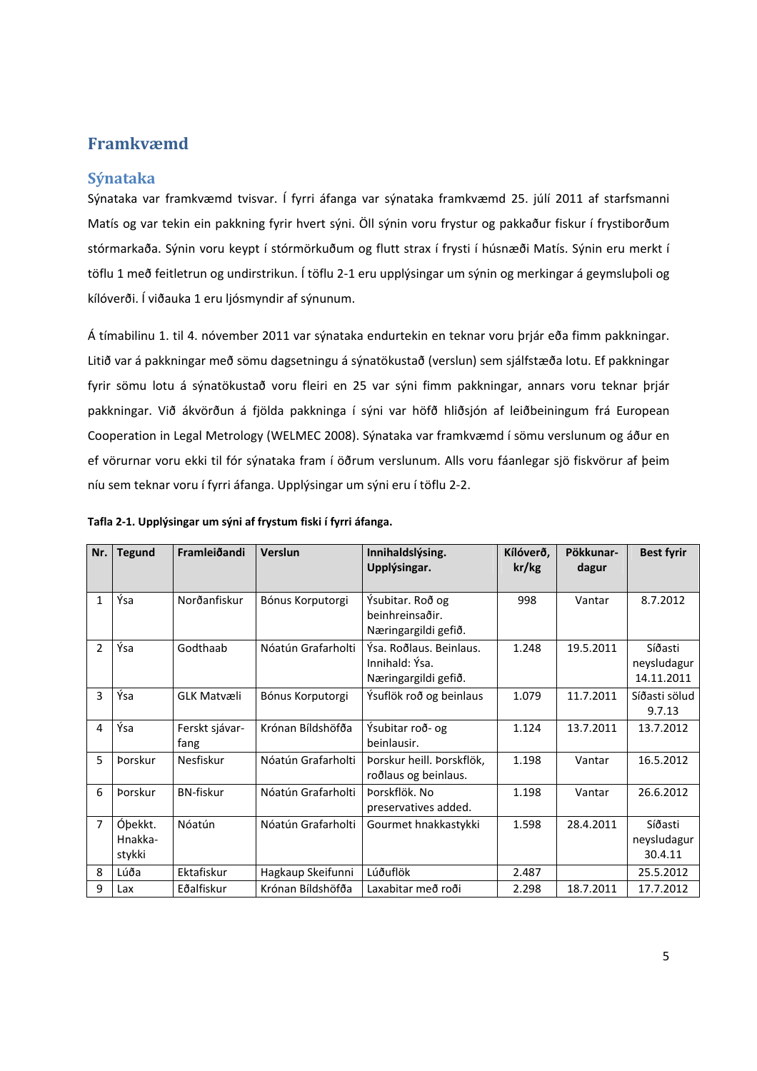# Framkvæmd

## Sýnataka

Sýnataka var framkvæmd tvisvar. Í fyrri áfanga var sýnataka framkvæmd 25. júlí 2011 af starfsmanni Matís og var tekin ein pakkning fyrir hvert sýni. Öll sýnin voru frystur og pakkaður fiskur í frystiborðum stórmarkaða. Sýnin voru keypt í stórmörkuðum og flutt strax í frysti í húsnæði Matís. Sýnin eru merkt í töflu 1 með feitletrun og undirstrikun. Í töflu 2-1 eru upplýsingar um sýnin og merkingar á geymsluþoli og kílóverði. Í viðauka 1 eru ljósmyndir af sýnunum.

Á tímabilinu 1. til 4. nóvember 2011 var sýnataka endurtekin en teknar voru þrjár eða fimm pakkningar. Litið var á pakkningar með sömu dagsetningu á sýnatökustað (verslun) sem sjálfstæða lotu. Ef pakkningar fyrir sömu lotu á sýnatökustað voru fleiri en 25 var sýni fimm pakkningar, annars voru teknar þrjár pakkningar. Við ákvörðun á fjölda pakkninga í sýni var höfð hliðsjón af leiðbeiningum frá European Cooperation in Legal Metrology (WELMEC 2008). Sýnataka var framkvæmd í sömu verslunum og áður en ef vörurnar voru ekki til fór sýnataka fram í öðrum verslunum. Alls voru fáanlegar sjö fiskvörur af þeim níu sem teknar voru í fyrri áfanga. Upplýsingar um sýni eru í töflu 2-2.

**Tafla 2-1. Upplýsingar um sýni af frystum fiski í fyrri áfanga.**

| Nr. | Tegund | Framleiðandi | Verslun | Innihaldslýsing. Upplýsingar. | Kílóverð, kr/kg | Pökkunar-dagur | Best fyrir |
|---|---|---|---|---|---|---|---|
| 1 | Ýsa | Norðanfiskur | Bónus Korputorgi | Ýsubitar. Roð og beinhreinsaðir. Næringargildi gefið. | 998 | Vantar | 8.7.2012 |
| 2 | Ýsa | Godthaab | Nóatún Grafarholti | Ýsa. Roðlaus. Beinlaus. Innihald: Ýsa. Næringargildi gefið. | 1.248 | 19.5.2011 | Síðasti neysludagur 14.11.2011 |
| 3 | Ýsa | GLK Matvæli | Bónus Korputorgi | Ýsuflök roð og beinlaus | 1.079 | 11.7.2011 | Síðasti sölud 9.7.13 |
| 4 | Ýsa | Ferskt sjávar-fang | Krónan Bíldshöfða | Ýsubitar roð- og beinlausir. | 1.124 | 13.7.2011 | 13.7.2012 |
| 5 | Þorskur | Nesfiskur | Nóatún Grafarholti | Þorskur heill. Þorskflök, roðlaus og beinlaus. | 1.198 | Vantar | 16.5.2012 |
| 6 | Þorskur | BN-fiskur | Nóatún Grafarholti | Þorskflök. No preservatives added. | 1.198 | Vantar | 26.6.2012 |
| 7 | Óþekkt. Hnakka-stykki | Nóatún | Nóatún Grafarholti | Gourmet hnakkastykki | 1.598 | 28.4.2011 | Síðasti neysludagur 30.4.11 |
| 8 | Lúða | Ektafiskur | Hagkaup Skeifunni | Lúðuflök | 2.487 | | 25.5.2012 |
| 9 | Lax | Eðalfiskur | Krónan Bíldshöfða | Laxabitar með roði | 2.298 | 18.7.2011 | 17.7.2012 |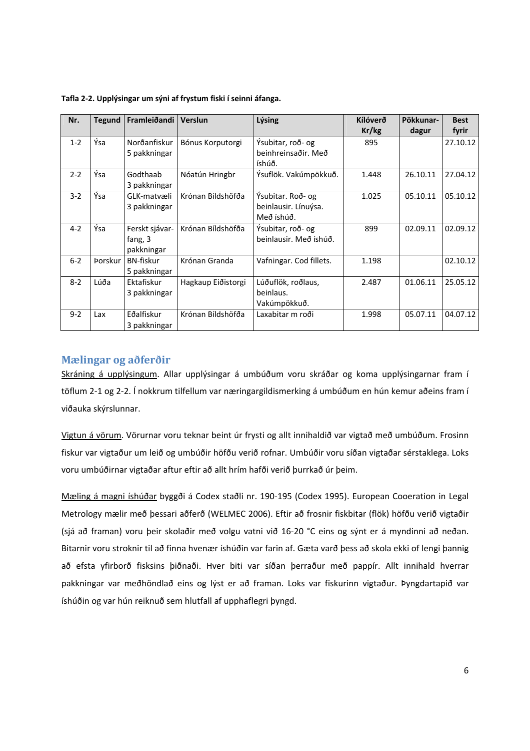**Tafla 2-2. Upplýsingar um sýni af frystum fiski í seinni áfanga.**

| Nr. | Tegund | Framleiðandi | Verslun | Lýsing | Kílóverð Kr/kg | Pökkunar-dagur | Best fyrir |
|---|---|---|---|---|---|---|---|
| 1-2 | Ýsa | Norðanfiskur 5 pakkningar | Bónus Korputorgi | Ýsubitar, roð- og beinhreinsaðir. Með íshúð. | 895 | | 27.10.12 |
| 2-2 | Ýsa | Godthaab 3 pakkningar | Nóatún Hringbr | Ýsuflök. Vakúmpökkuð. | 1.448 | 26.10.11 | 27.04.12 |
| 3-2 | Ýsa | GLK-matvæli 3 pakkningar | Krónan Bíldshöfða | Ýsubitar. Roð- og beinlausir. Línuýsa. Með íshúð. | 1.025 | 05.10.11 | 05.10.12 |
| 4-2 | Ýsa | Ferskt sjávar-fang, 3 pakkningar | Krónan Bíldshöfða | Ýsubitar, roð- og beinlausir. Með íshúð. | 899 | 02.09.11 | 02.09.12 |
| 6-2 | Þorskur | BN-fiskur 5 pakkningar | Krónan Granda | Vafningar. Cod fillets. | 1.198 | | 02.10.12 |
| 8-2 | Lúða | Ektafiskur 3 pakkningar | Hagkaup Eiðistorgi | Lúðuflök, roðlaus, beinlaus. Vakúmpökkuð. | 2.487 | 01.06.11 | 25.05.12 |
| 9-2 | Lax | Eðalfiskur 3 pakkningar | Krónan Bíldshöfða | Laxabitar m roði | 1.998 | 05.07.11 | 04.07.12 |

## Mælingar og aðferðir

Skráning á upplýsingum. Allar upplýsingar á umbúðum voru skráðar og koma upplýsingarnar fram í töflum 2-1 og 2-2. Í nokkrum tilfellum var næringargildismerking á umbúðum en hún kemur aðeins fram í viðauka skýrslunnar.

Vigtun á vörum. Vörurnar voru teknar beint úr frysti og allt innihaldið var vigtað með umbúðum. Frosinn fiskur var vigtaður um leið og umbúðir höfðu verið rofnar. Umbúðir voru síðan vigtaðar sérstaklega. Loks voru umbúðirnar vigtaðar aftur eftir að allt hrím hafði verið þurrkað úr þeim.

Mæling á magni íshúðar byggði á Codex staðli nr. 190-195 (Codex 1995). European Cooeration in Legal Metrology mælir með þessari aðferð (WELMEC 2006). Eftir að frosnir fiskbitar (flök) höfðu verið vigtaðir (sjá að framan) voru þeir skolaðir með volgu vatni við 16-20 °C eins og sýnt er á myndinni að neðan. Bitarnir voru stroknir til að finna hvenær íshúðin var farin af. Gæta varð þess að skola ekki of lengi þannig að efsta yfirborð fisksins þiðnaði. Hver biti var síðan þerraður með pappír. Allt innihald hverrar pakkningar var meðhöndlað eins og lýst er að framan. Loks var fiskurinn vigtaður. Þyngdartapið var íshúðin og var hún reiknuð sem hlutfall af upphaflegri þyngd.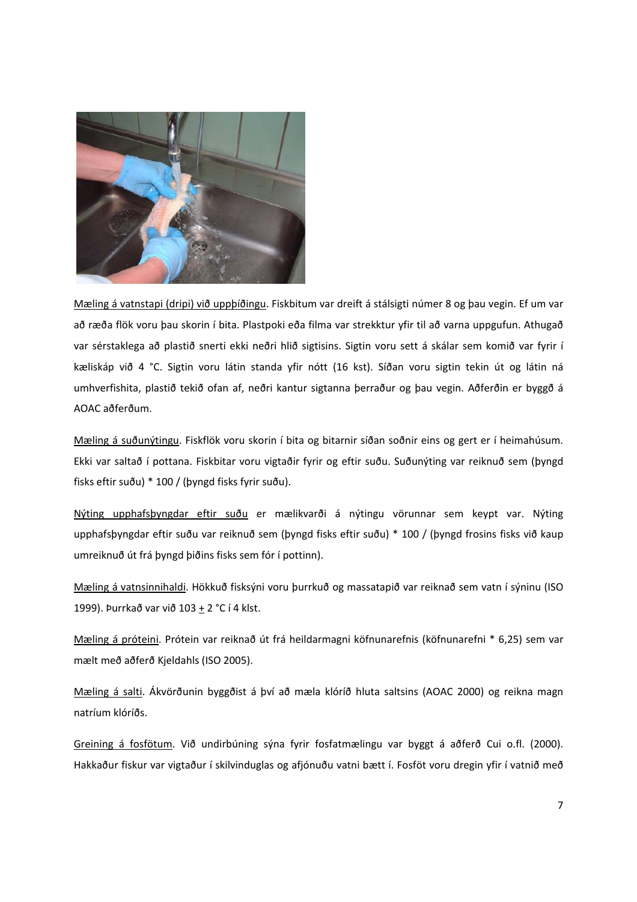Mæling á vatnstapi (dripi) við uppþíðingu. Fiskbitum var dreift á stálsigti númer 8 og þau vegin. Ef um var að ræða flök voru þau skorin í bita. Plastpoki eða filma var strekktur yfir til að varna uppgufun. Athugað var sérstaklega að plastið snerti ekki neðri hlið sigtisins. Sigtin voru sett á skálar sem komið var fyrir í kæliskáp við 4 °C. Sigtin voru látin standa yfir nótt (16 kst). Síðan voru sigtin tekin út og látin ná umhverfishita, plastið tekið ofan af, neðri kantur sigtanna þerraður og þau vegin. Aðferðin er byggð á AOAC aðferðum.

Mæling á suðunýtingu. Fiskflök voru skorin í bita og bitarnir síðan soðnir eins og gert er í heimahúsum. Ekki var saltað í pottana. Fiskbitar voru vigtaðir fyrir og eftir suðu. Suðunýting var reiknuð sem (þyngd fisks eftir suðu) * 100 / (þyngd fisks fyrir suðu).

Nýting upphafsþyngdar eftir suðu er mælikvarði á nýtingu vörunnar sem keypt var. Nýting upphafsþyngdar eftir suðu var reiknuð sem (þyngd fisks eftir suðu) * 100 / (þyngd frosins fisks við kaup umreiknuð út frá þyngd þiðins fisks sem fór í pottinn).

Mæling á vatnsinnihaldi. Hökkuð fisksýni voru þurrkuð og massatapið var reiknað sem vatn í sýninu (ISO 1999). Þurrkað var við 103 $\pm$ 2 °C í 4 klst.

Mæling á próteini. Prótein var reiknað út frá heildarmagni köfnunarefnis (köfnunarefni * 6,25) sem var mælt með aðferð Kjeldahls (ISO 2005).

Mæling á salti. Ákvörðunin byggðist á því að mæla klóríð hluta saltsins (AOAC 2000) og reikna magn natríum klóríðs.

Greining á fosfötum. Við undirbúning sýna fyrir fosfatmælingu var byggt á aðferð Cui o.fl. (2000). Hakkaður fiskur var vigtaður í skilvinduglas og afjónuðu vatni bætt í. Fosföt voru dregin yfir í vatnið með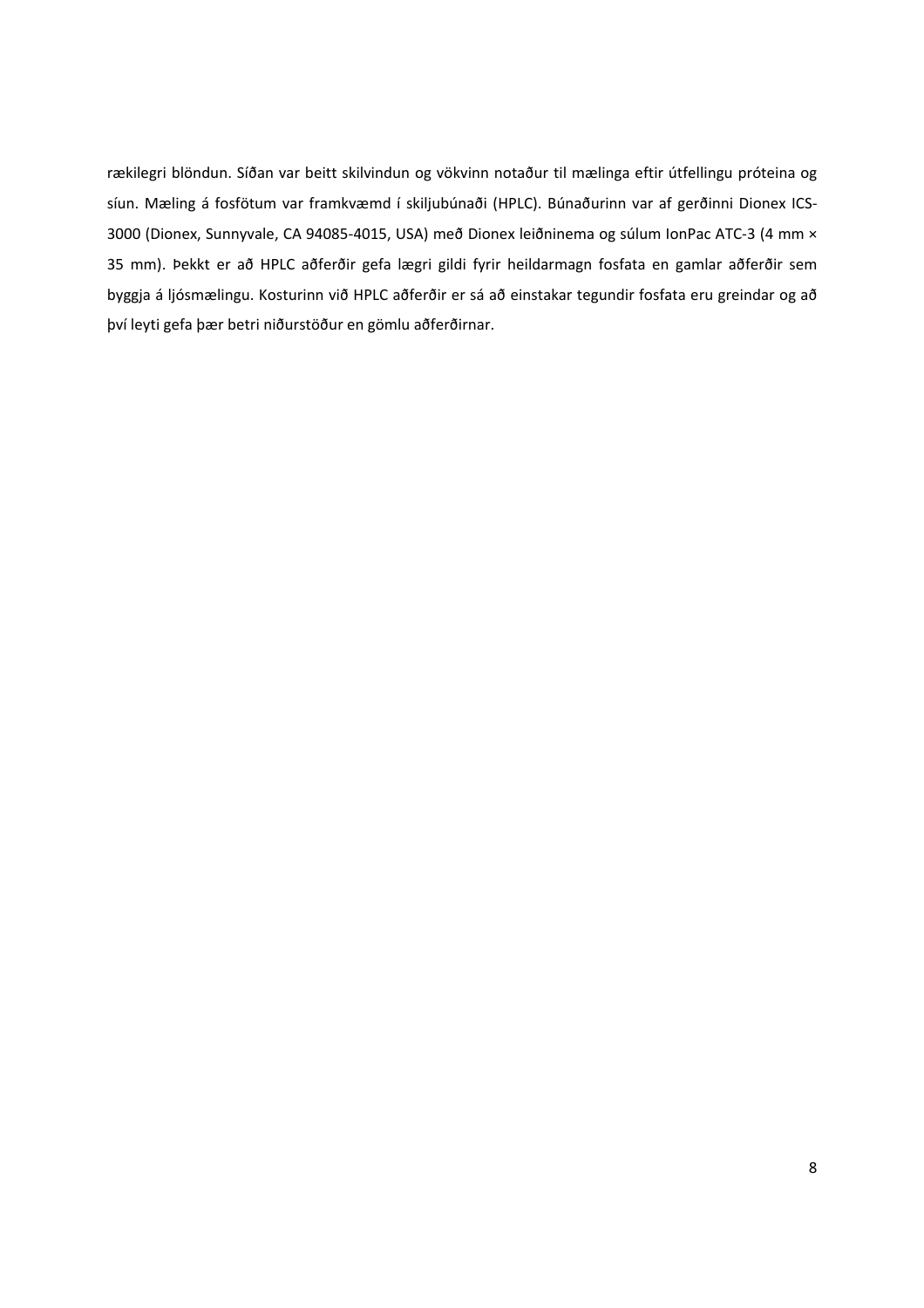rækilegri blöndun. Síðan var beitt skilvindun og vökvinn notaður til mælinga eftir útfellingu próteina og síun. Mæling á fosfötum var framkvæmd í skiljubúnaði (HPLC). Búnaðurinn var af gerðinni Dionex ICS-3000 (Dionex, Sunnyvale, CA 94085-4015, USA) með Dionex leiðninema og súlum IonPac ATC-3 (4 mm × 35 mm). Þekkt er að HPLC aðferðir gefa lægri gildi fyrir heildarmagn fosfata en gamlar aðferðir sem byggja á ljósmælingu. Kosturinn við HPLC aðferðir er sá að einstakar tegundir fosfata eru greindar og að því leyti gefa þær betri niðurstöður en gömlu aðferðirnar.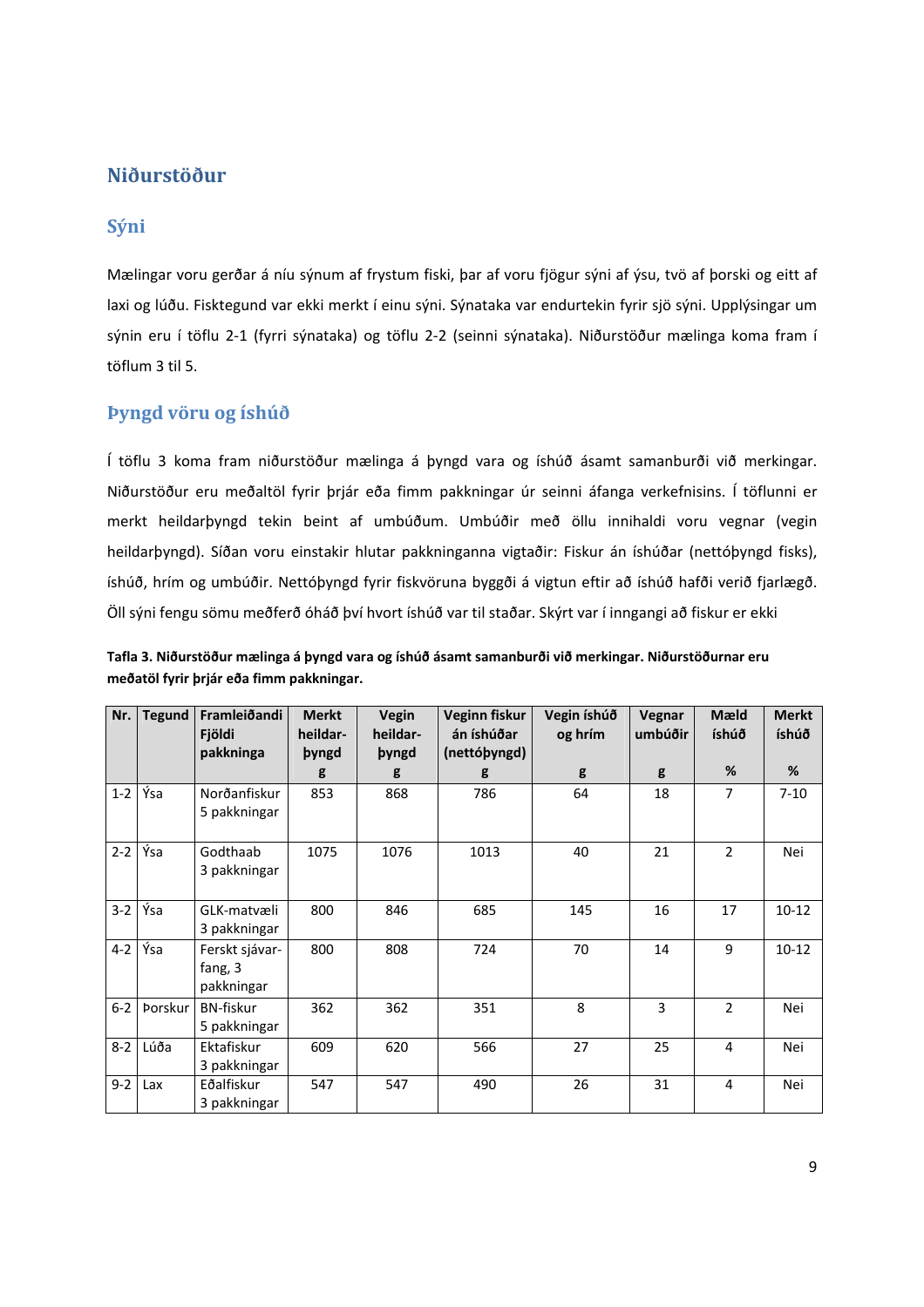# Niðurstöður

## Sýni

Mælingar voru gerðar á níu sýnum af frystum fiski, þar af voru fjögur sýni af ýsu, tvö af þorski og eitt af laxi og lúðu. Fisktegund var ekki merkt í einu sýni. Sýnataka var endurtekin fyrir sjö sýni. Upplýsingar um sýnin eru í töflu 2-1 (fyrri sýnataka) og töflu 2-2 (seinni sýnataka). Niðurstöður mælinga koma fram í töflum 3 til 5.

## Þyngd vöru og íshúð

Í töflu 3 koma fram niðurstöður mælinga á þyngd vara og íshúð ásamt samanburði við merkingar. Niðurstöður eru meðaltöl fyrir þrjár eða fimm pakkningar úr seinni áfanga verkefnisins. Í töflunni er merkt heildarþyngd tekin beint af umbúðum. Umbúðir með öllu innihaldi voru vegnar (vegin heildarþyngd). Síðan voru einstakir hlutar pakkninganna vigtaðir: Fiskur án íshúðar (nettóþyngd fisks), íshúð, hrím og umbúðir. Nettóþyngd fyrir fiskvöruna byggði á vigtun eftir að íshúð hafði verið fjarlægð. Öll sýni fengu sömu meðferð óháð því hvort íshúð var til staðar. Skýrt var í inngangi að fiskur er ekki

**Tafla 3. Niðurstöður mælinga á þyngd vara og íshúð ásamt samanburði við merkingar. Niðurstöðurnar eru meðaltöl fyrir þrjár eða fimm pakkningar.**

| Nr. | Tegund | Framleiðandi Fjöldi pakkninga | Merkt heildar-þyngd g | Vegin heildar-þyngd g | Veginn fiskur án íshúðar (nettóþyngd) g | Vegin íshúð og hrím g | Vegnar umbúðir g | Mæld íshúð % | Merkt íshúð % |
|---|---|---|---|---|---|---|---|---|---|
| 1-2 | Ýsa | Norðanfiskur 5 pakkningar | 853 | 868 | 786 | 64 | 18 | 7 | 7-10 |
| 2-2 | Ýsa | Godthaab 3 pakkningar | 1075 | 1076 | 1013 | 40 | 21 | 2 | Nei |
| 3-2 | Ýsa | GLK-matvæli 3 pakkningar | 800 | 846 | 685 | 145 | 16 | 17 | 10-12 |
| 4-2 | Ýsa | Ferskt sjávar-fang, 3 pakkningar | 800 | 808 | 724 | 70 | 14 | 9 | 10-12 |
| 6-2 | Þorskur | BN-fiskur 5 pakkningar | 362 | 362 | 351 | 8 | 3 | 2 | Nei |
| 8-2 | Lúða | Ektafiskur 3 pakkningar | 609 | 620 | 566 | 27 | 25 | 4 | Nei |
| 9-2 | Lax | Eðalfiskur 3 pakkningar | 547 | 547 | 490 | 26 | 31 | 4 | Nei |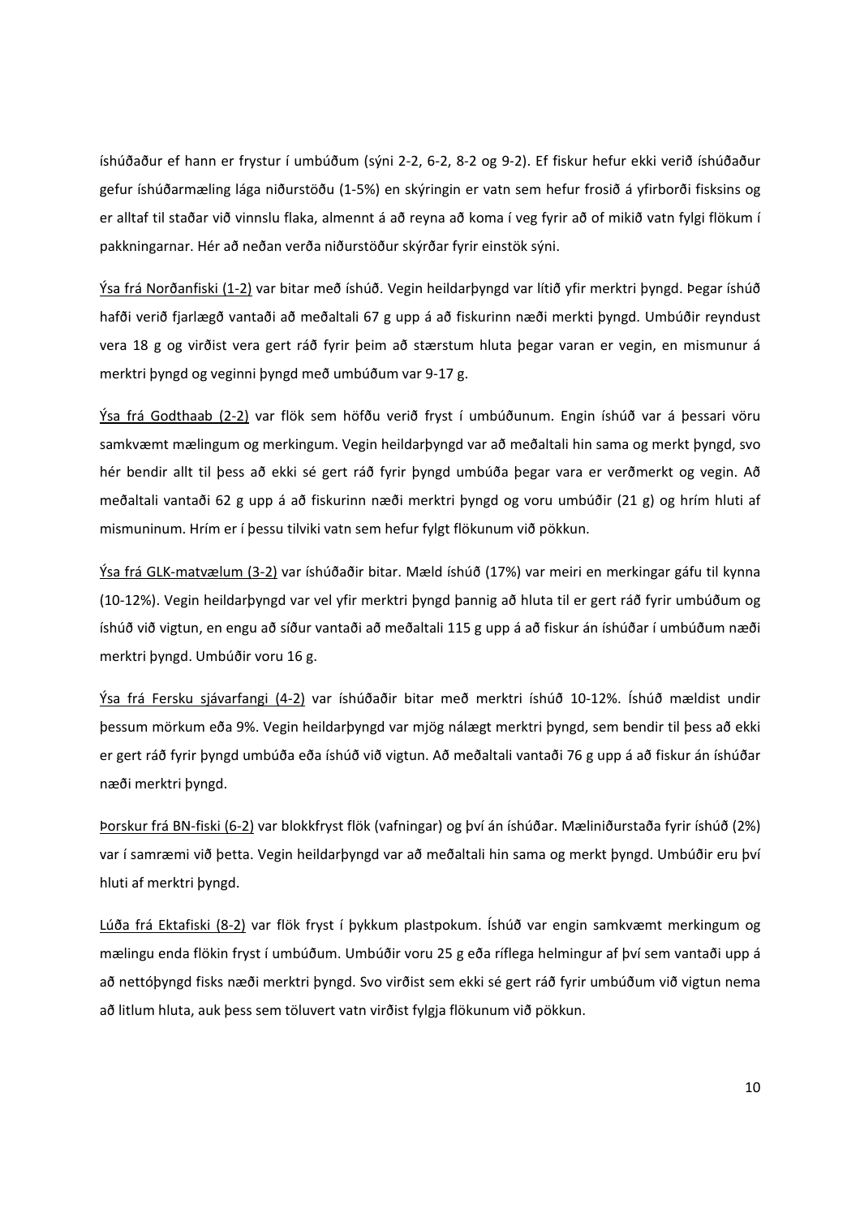íshúðaður ef hann er frystur í umbúðum (sýni 2-2, 6-2, 8-2 og 9-2). Ef fiskur hefur ekki verið íshúðaður gefur íshúðarmæling lága niðurstöðu (1-5%) en skýringin er vatn sem hefur frosið á yfirborði fisksins og er alltaf til staðar við vinnslu flaka, almennt á að reyna að koma í veg fyrir að of mikið vatn fylgi flökum í pakkningarnar. Hér að neðan verða niðurstöður skýrðar fyrir einstök sýni.

Ýsa frá Norðanfiski (1-2) var bitar með íshúð. Vegin heildarþyngd var lítið yfir merktri þyngd. Þegar íshúð hafði verið fjarlægð vantaði að meðaltali 67 g upp á að fiskurinn næði merkti þyngd. Umbúðir reyndust vera 18 g og virðist vera gert ráð fyrir þeim að stærstum hluta þegar varan er vegin, en mismunur á merktri þyngd og veginni þyngd með umbúðum var 9-17 g.

Ýsa frá Godthaab (2-2) var flök sem höfðu verið fryst í umbúðunum. Engin íshúð var á þessari vöru samkvæmt mælingum og merkingum. Vegin heildarþyngd var að meðaltali hin sama og merkt þyngd, svo hér bendir allt til þess að ekki sé gert ráð fyrir þyngd umbúða þegar vara er verðmerkt og vegin. Að meðaltali vantaði 62 g upp á að fiskurinn næði merktri þyngd og voru umbúðir (21 g) og hrím hluti af mismuninum. Hrím er í þessu tilviki vatn sem hefur fylgt flökunum við pökkun.

Ýsa frá GLK-matvælum (3-2) var íshúðaðir bitar. Mæld íshúð (17%) var meiri en merkingar gáfu til kynna (10-12%). Vegin heildarþyngd var vel yfir merktri þyngd þannig að hluta til er gert ráð fyrir umbúðum og íshúð við vigtun, en engu að síður vantaði að meðaltali 115 g upp á að fiskur án íshúðar í umbúðum næði merktri þyngd. Umbúðir voru 16 g.

Ýsa frá Fersku sjávarfangi (4-2) var íshúðaðir bitar með merktri íshúð 10-12%. Íshúð mældist undir þessum mörkum eða 9%. Vegin heildarþyngd var mjög nálægt merktri þyngd, sem bendir til þess að ekki er gert ráð fyrir þyngd umbúða eða íshúð við vigtun. Að meðaltali vantaði 76 g upp á að fiskur án íshúðar næði merktri þyngd.

Þorskur frá BN-fiski (6-2) var blokkfryst flök (vafningar) og því án íshúðar. Mæliniðurstaða fyrir íshúð (2%) var í samræmi við þetta. Vegin heildarþyngd var að meðaltali hin sama og merkt þyngd. Umbúðir eru því hluti af merktri þyngd.

Lúða frá Ektafiski (8-2) var flök fryst í þykkum plastpokum. Íshúð var engin samkvæmt merkingum og mælingu enda flökin fryst í umbúðum. Umbúðir voru 25 g eða ríflega helmingur af því sem vantaði upp á að nettóþyngd fisks næði merktri þyngd. Svo virðist sem ekki sé gert ráð fyrir umbúðum við vigtun nema að litlum hluta, auk þess sem töluvert vatn virðist fylgja flökunum við pökkun.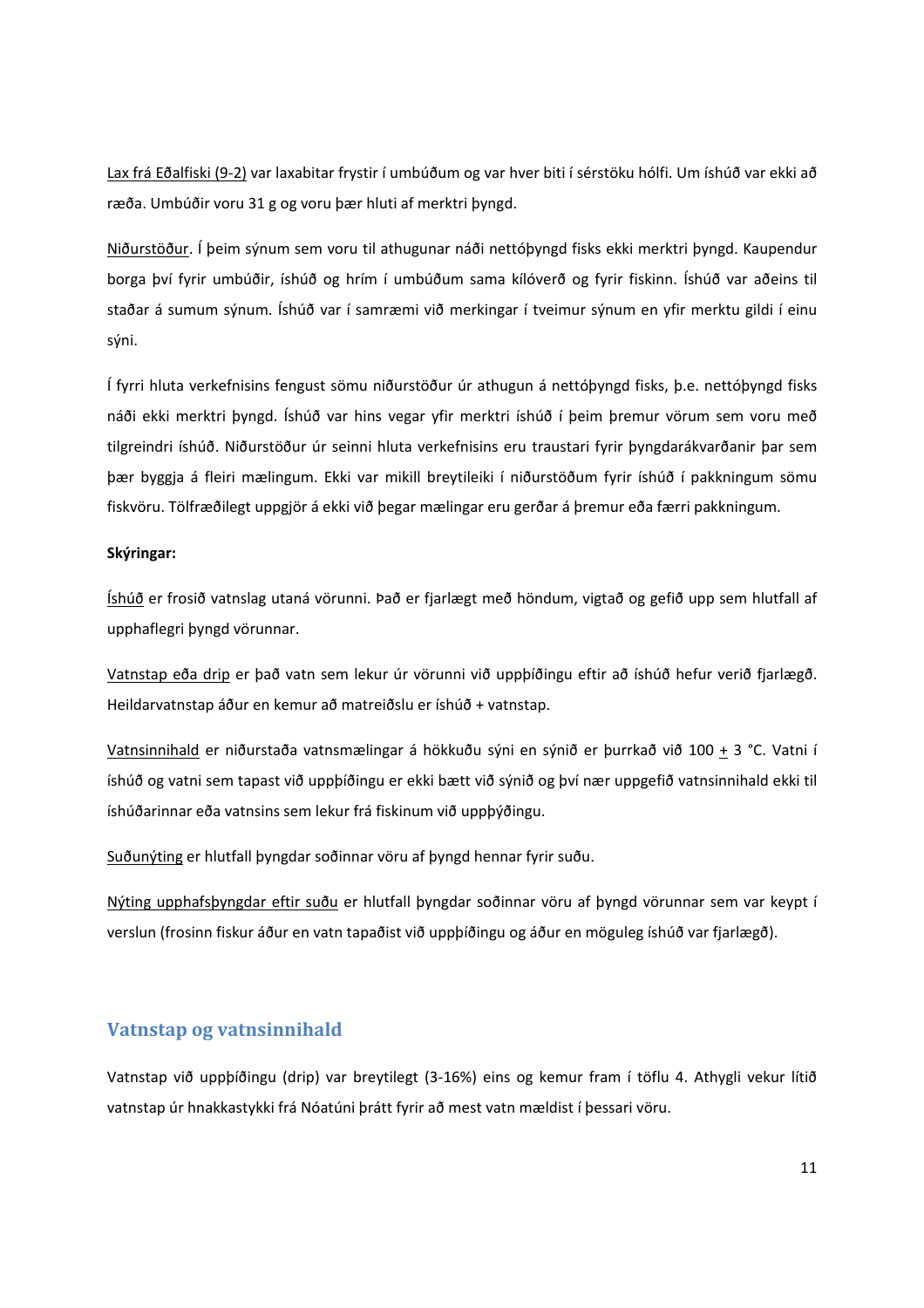Lax frá Eðalfiski (9-2) var laxabitar frystir í umbúðum og var hver biti í sérstöku hólfi. Um íshúð var ekki að ræða. Umbúðir voru 31 g og voru þær hluti af merktri þyngd.

Niðurstöður. Í þeim sýnum sem voru til athugunar náði nettóþyngd fisks ekki merktri þyngd. Kaupendur borga því fyrir umbúðir, íshúð og hrím í umbúðum sama kílóverð og fyrir fiskinn. Íshúð var aðeins til staðar á sumum sýnum. Íshúð var í samræmi við merkingar í tveimur sýnum en yfir merktu gildi í einu sýni.

Í fyrri hluta verkefnisins fengust sömu niðurstöður úr athugun á nettóþyngd fisks, þ.e. nettóþyngd fisks náði ekki merktri þyngd. Íshúð var hins vegar yfir merktri íshúð í þeim þremur vörum sem voru með tilgreindri íshúð. Niðurstöður úr seinni hluta verkefnisins eru traustari fyrir þyngdarákvarðanir þar sem þær byggja á fleiri mælingum. Ekki var mikill breytileiki í niðurstöðum fyrir íshúð í pakkningum sömu fiskvöru. Tölfræðilegt uppgjör á ekki við þegar mælingar eru gerðar á þremur eða færri pakkningum.

**Skýringar:**

Íshúð er frosið vatnslag utaná vörunni. Það er fjarlægt með höndum, vigtað og gefið upp sem hlutfall af upphaflegri þyngd vörunnar.

Vatnstap eða drip er það vatn sem lekur úr vörunni við uppþíðingu eftir að íshúð hefur verið fjarlægð. Heildarvatnstap áður en kemur að matreiðslu er íshúð + vatnstap.

Vatnsinnihald er niðurstaða vatnsmælingar á hökkuðu sýni en sýnið er þurrkað við 100 ± 3 °C. Vatni í íshúð og vatni sem tapast við uppþíðingu er ekki bætt við sýnið og því nær uppgefið vatnsinnihald ekki til íshúðarinnar eða vatnsins sem lekur frá fiskinum við uppþýðingu.

Suðunýting er hlutfall þyngdar soðinnar vöru af þyngd hennar fyrir suðu.

Nýting upphafsþyngdar eftir suðu er hlutfall þyngdar soðinnar vöru af þyngd vörunnar sem var keypt í verslun (frosinn fiskur áður en vatn tapaðist við uppþíðingu og áður en möguleg íshúð var fjarlægð).

## Vatnstap og vatnsinnihald

Vatnstap við uppþíðingu (drip) var breytilegt (3-16%) eins og kemur fram í töflu 4. Athygli vekur lítið vatnstap úr hnakkastykki frá Nóatúni þrátt fyrir að mest vatn mældist í þessari vöru.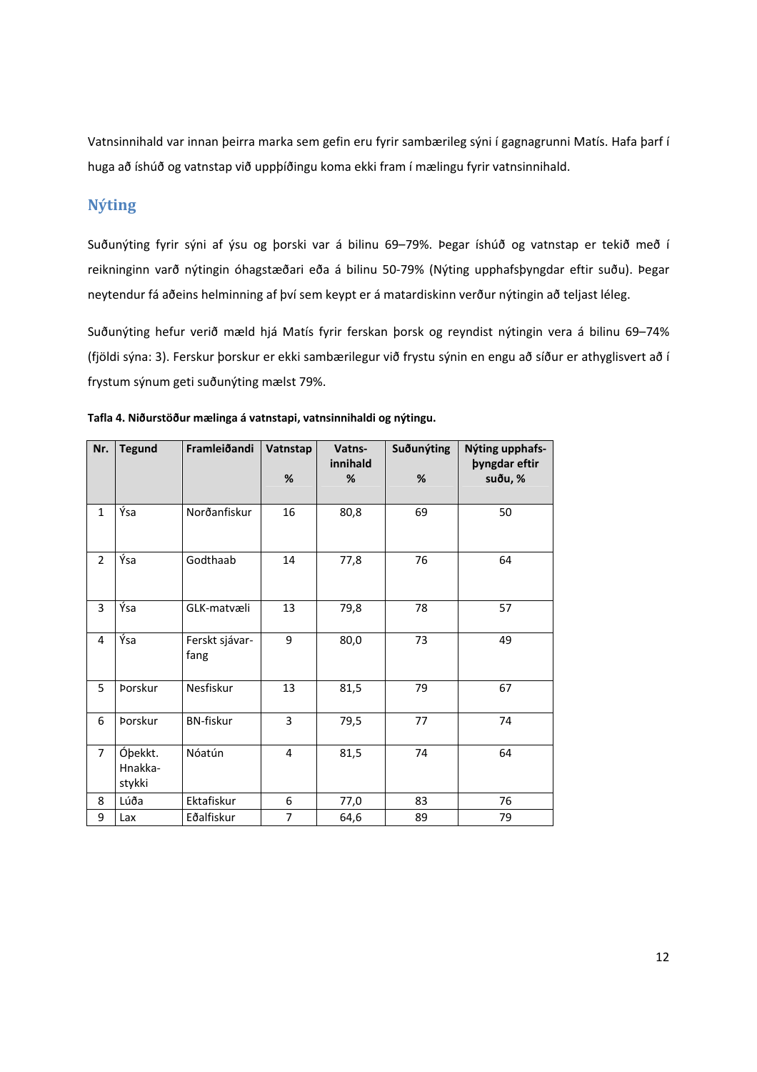Vatnsinnihald var innan þeirra marka sem gefin eru fyrir sambærileg sýni í gagnagrunni Matís. Hafa þarf í huga að íshúð og vatnstap við uppþíðingu koma ekki fram í mælingu fyrir vatnsinnihald.

## Nýting

Suðunýting fyrir sýni af ýsu og þorski var á bilinu 69–79%. Þegar íshúð og vatnstap er tekið með í reikninginn varð nýtingin óhagstæðari eða á bilinu 50-79% (Nýting upphafsþyngdar eftir suðu). Þegar neytendur fá aðeins helminning af því sem keypt er á matardiskinn verður nýtingin að teljast léleg.

Suðunýting hefur verið mæld hjá Matís fyrir ferskan þorsk og reyndist nýtingin vera á bilinu 69–74% (fjöldi sýna: 3). Ferskur þorskur er ekki sambærilegur við frystu sýnin en engu að síður er athyglisvert að í frystum sýnum geti suðunýting mælst 79%.

**Tafla 4. Niðurstöður mælinga á vatnstapi, vatnsinnihaldi og nýtingu.**

| Nr. | Tegund | Framleiðandi | Vatnstap % | Vatns-innihald % | Suðunýting % | Nýting upphafs-þyngdar eftir suðu, % |
|---|---|---|---|---|---|---|
| 1 | Ýsa | Norðanfiskur | 16 | 80,8 | 69 | 50 |
| 2 | Ýsa | Godthaab | 14 | 77,8 | 76 | 64 |
| 3 | Ýsa | GLK-matvæli | 13 | 79,8 | 78 | 57 |
| 4 | Ýsa | Ferskt sjávar-fang | 9 | 80,0 | 73 | 49 |
| 5 | Þorskur | Nesfiskur | 13 | 81,5 | 79 | 67 |
| 6 | Þorskur | BN-fiskur | 3 | 79,5 | 77 | 74 |
| 7 | Óþekkt. Hnakka-stykki | Nóatún | 4 | 81,5 | 74 | 64 |
| 8 | Lúða | Ektafiskur | 6 | 77,0 | 83 | 76 |
| 9 | Lax | Eðalfiskur | 7 | 64,6 | 89 | 79 |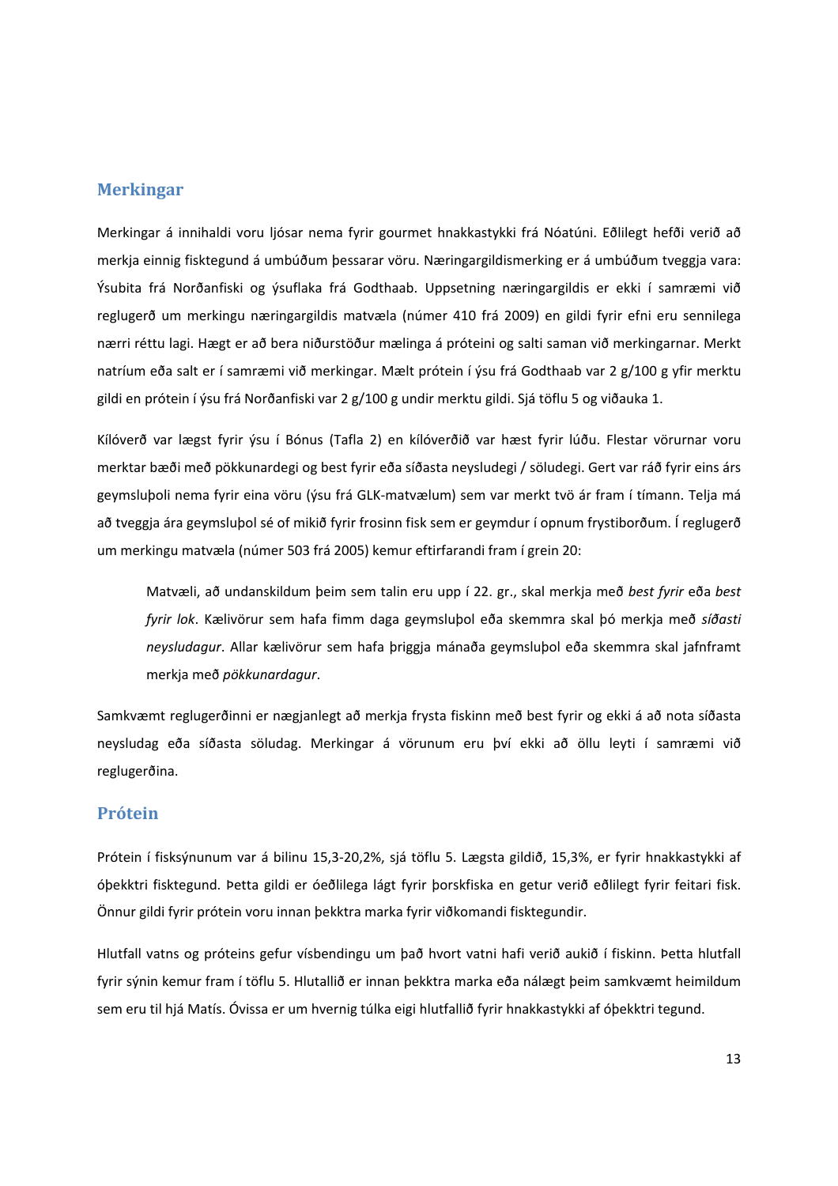## Merkingar

Merkingar á innihaldi voru ljósar nema fyrir gourmet hnakkastykki frá Nóatúni. Eðlilegt hefði verið að merkja einnig fisktegund á umbúðum þessarar vöru. Næringargildismerking er á umbúðum tveggja vara: Ýsubita frá Norðanfiski og ýsuflaka frá Godthaab. Uppsetning næringargildis er ekki í samræmi við reglugerð um merkingu næringargildis matvæla (númer 410 frá 2009) en gildi fyrir efni eru sennilega nærri réttu lagi. Hægt er að bera niðurstöður mælinga á próteini og salti saman við merkingarnar. Merkt natríum eða salt er í samræmi við merkingar. Mælt prótein í ýsu frá Godthaab var 2 g/100 g yfir merktu gildi en prótein í ýsu frá Norðanfiski var 2 g/100 g undir merktu gildi. Sjá töflu 5 og viðauka 1.

Kílóverð var lægst fyrir ýsu í Bónus (Tafla 2) en kílóverðið var hæst fyrir lúðu. Flestar vörurnar voru merktar bæði með pökkunardegi og best fyrir eða síðasta neysludegi / söludegi. Gert var ráð fyrir eins árs geymsluþoli nema fyrir eina vöru (ýsu frá GLK-matvælum) sem var merkt tvö ár fram í tímann. Telja má að tveggja ára geymsluþol sé of mikið fyrir frosinn fisk sem er geymdur í opnum frystiborðum. Í reglugerð um merkingu matvæla (númer 503 frá 2005) kemur eftirfarandi fram í grein 20:

> Matvæli, að undanskildum þeim sem talin eru upp í 22. gr., skal merkja með *best fyrir* eða *best fyrir lok*. Kælivörur sem hafa fimm daga geymsluþol eða skemmra skal þó merkja með *síðasti neysludagur*. Allar kælivörur sem hafa þriggja mánaða geymsluþol eða skemmra skal jafnframt merkja með *pökkunardagur*.

Samkvæmt reglugerðinni er nægjanlegt að merkja frysta fiskinn með best fyrir og ekki á að nota síðasta neysludag eða síðasta söludag. Merkingar á vörunum eru því ekki að öllu leyti í samræmi við reglugerðina.

## Prótein

Prótein í fisksýnunum var á bilinu 15,3-20,2%, sjá töflu 5. Lægsta gildið, 15,3%, er fyrir hnakkastykki af óþekktri fisktegund. Þetta gildi er óeðlilega lágt fyrir þorskfiska en getur verið eðlilegt fyrir feitari fisk. Önnur gildi fyrir prótein voru innan þekktra marka fyrir viðkomandi fisktegundir.

Hlutfall vatns og próteins gefur vísbendingu um það hvort vatni hafi verið aukið í fiskinn. Þetta hlutfall fyrir sýnin kemur fram í töflu 5. Hlutallið er innan þekktra marka eða nálægt þeim samkvæmt heimildum sem eru til hjá Matís. Óvissa er um hvernig túlka eigi hlutfallið fyrir hnakkastykki af óþekktri tegund.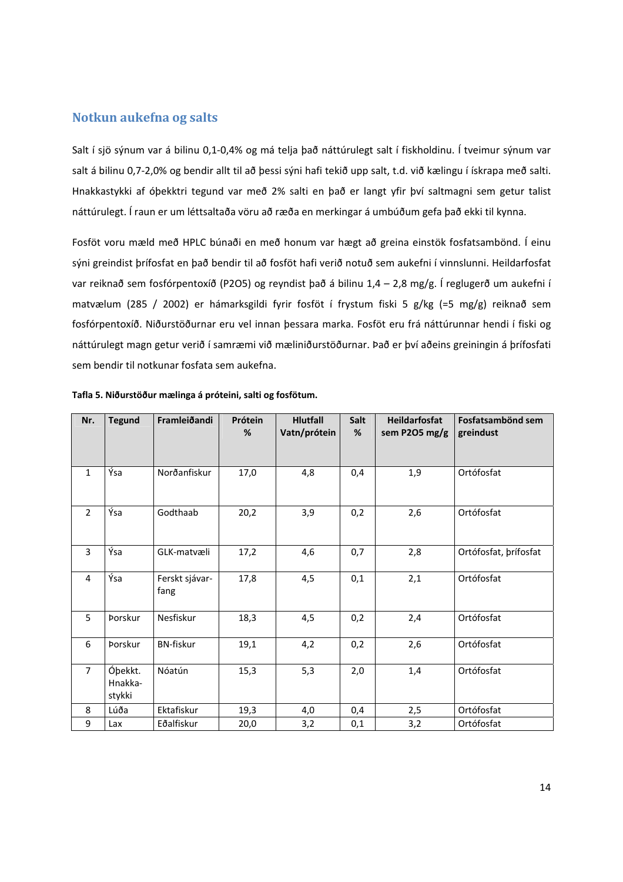## Notkun aukefna og salts

Salt í sjö sýnum var á bilinu 0,1-0,4% og má telja það náttúrulegt salt í fiskholdinu. Í tveimur sýnum var salt á bilinu 0,7-2,0% og bendir allt til að þessi sýni hafi tekið upp salt, t.d. við kælingu í ískrapa með salti. Hnakkastykki af óþekktri tegund var með 2% salti en það er langt yfir því saltmagni sem getur talist náttúrulegt. Í raun er um léttsaltaða vöru að ræða en merkingar á umbúðum gefa það ekki til kynna.

Fosföt voru mæld með HPLC búnaði en með honum var hægt að greina einstök fosfatsambönd. Í einu sýni greindist þrífosfat en það bendir til að fosföt hafi verið notuð sem aukefni í vinnslunni. Heildarfosfat var reiknað sem fosfórpentoxíð (P2O5) og reyndist það á bilinu 1,4 – 2,8 mg/g. Í reglugerð um aukefni í matvælum (285 / 2002) er hámarksgildi fyrir fosföt í frystum fiski 5 g/kg (=5 mg/g) reiknað sem fosfórpentoxíð. Niðurstöðurnar eru vel innan þessara marka. Fosföt eru frá náttúrunnar hendi í fiski og náttúrulegt magn getur verið í samræmi við mæliniðurstöðurnar. Það er því aðeins greiningin á þrífosfati sem bendir til notkunar fosfata sem aukefna.

**Tafla 5. Niðurstöður mælinga á próteini, salti og fosfötum.**

| Nr. | Tegund | Framleiðandi | Prótein % | Hlutfall Vatn/prótein | Salt % | Heildarfosfat sem P2O5 mg/g | Fosfatsambönd sem greindust |
|---|---|---|---|---|---|---|---|
| 1 | Ýsa | Norðanfiskur | 17,0 | 4,8 | 0,4 | 1,9 | Ortófosfat |
| 2 | Ýsa | Godthaab | 20,2 | 3,9 | 0,2 | 2,6 | Ortófosfat |
| 3 | Ýsa | GLK-matvæli | 17,2 | 4,6 | 0,7 | 2,8 | Ortófosfat, þrífosfat |
| 4 | Ýsa | Ferskt sjávar-fang | 17,8 | 4,5 | 0,1 | 2,1 | Ortófosfat |
| 5 | Þorskur | Nesfiskur | 18,3 | 4,5 | 0,2 | 2,4 | Ortófosfat |
| 6 | Þorskur | BN-fiskur | 19,1 | 4,2 | 0,2 | 2,6 | Ortófosfat |
| 7 | Óþekkt. Hnakka-stykki | Nóatún | 15,3 | 5,3 | 2,0 | 1,4 | Ortófosfat |
| 8 | Lúða | Ektafiskur | 19,3 | 4,0 | 0,4 | 2,5 | Ortófosfat |
| 9 | Lax | Eðalfiskur | 20,0 | 3,2 | 0,1 | 3,2 | Ortófosfat |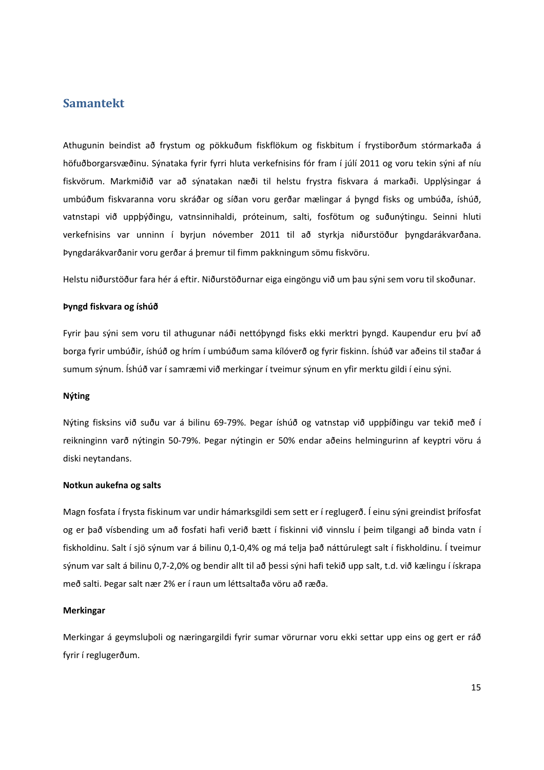## Samantekt

Athugunin beindist að frystum og pökkuðum fiskflökum og fiskbitum í frystiborðum stórmarkaða á höfuðborgarsvæðinu. Sýnataka fyrir fyrri hluta verkefnisins fór fram í júlí 2011 og voru tekin sýni af níu fiskvörum. Markmiðið var að sýnatakan næði til helstu frystra fiskvara á markaði. Upplýsingar á umbúðum fiskvaranna voru skráðar og síðan voru gerðar mælingar á þyngd fisks og umbúða, íshúð, vatnstapi við uppþýðingu, vatnsinnihaldi, próteinum, salti, fosfötum og suðunýtingu. Seinni hluti verkefnisins var unninn í byrjun nóvember 2011 til að styrkja niðurstöður þyngdarákvarðana. Þyngdarákvarðanir voru gerðar á þremur til fimm pakkningum sömu fiskvöru.

Helstu niðurstöður fara hér á eftir. Niðurstöðurnar eiga eingöngu við um þau sýni sem voru til skoðunar.

**Þyngd fiskvara og íshúð**

Fyrir þau sýni sem voru til athugunar náði nettóþyngd fisks ekki merktri þyngd. Kaupendur eru því að borga fyrir umbúðir, íshúð og hrím í umbúðum sama kílóverð og fyrir fiskinn. Íshúð var aðeins til staðar á sumum sýnum. Íshúð var í samræmi við merkingar í tveimur sýnum en yfir merktu gildi í einu sýni.

**Nýting**

Nýting fisksins við suðu var á bilinu 69-79%. Þegar íshúð og vatnstap við uppþíðingu var tekið með í reikninginn varð nýtingin 50-79%. Þegar nýtingin er 50% endar aðeins helmingurinn af keyptri vöru á diski neytandans.

**Notkun aukefna og salts**

Magn fosfata í frysta fiskinum var undir hámarksgildi sem sett er í reglugerð. Í einu sýni greindist þrífosfat og er það vísbending um að fosfati hafi verið bætt í fiskinni við vinnslu í þeim tilgangi að binda vatn í fiskholdinu. Salt í sjö sýnum var á bilinu 0,1-0,4% og má telja það náttúrulegt salt í fiskholdinu. Í tveimur sýnum var salt á bilinu 0,7-2,0% og bendir allt til að þessi sýni hafi tekið upp salt, t.d. við kælingu í ískrapa með salti. Þegar salt nær 2% er í raun um léttsaltaða vöru að ræða.

**Merkingar**

Merkingar á geymsluþoli og næringargildi fyrir sumar vörurnar voru ekki settar upp eins og gert er ráð fyrir í reglugerðum.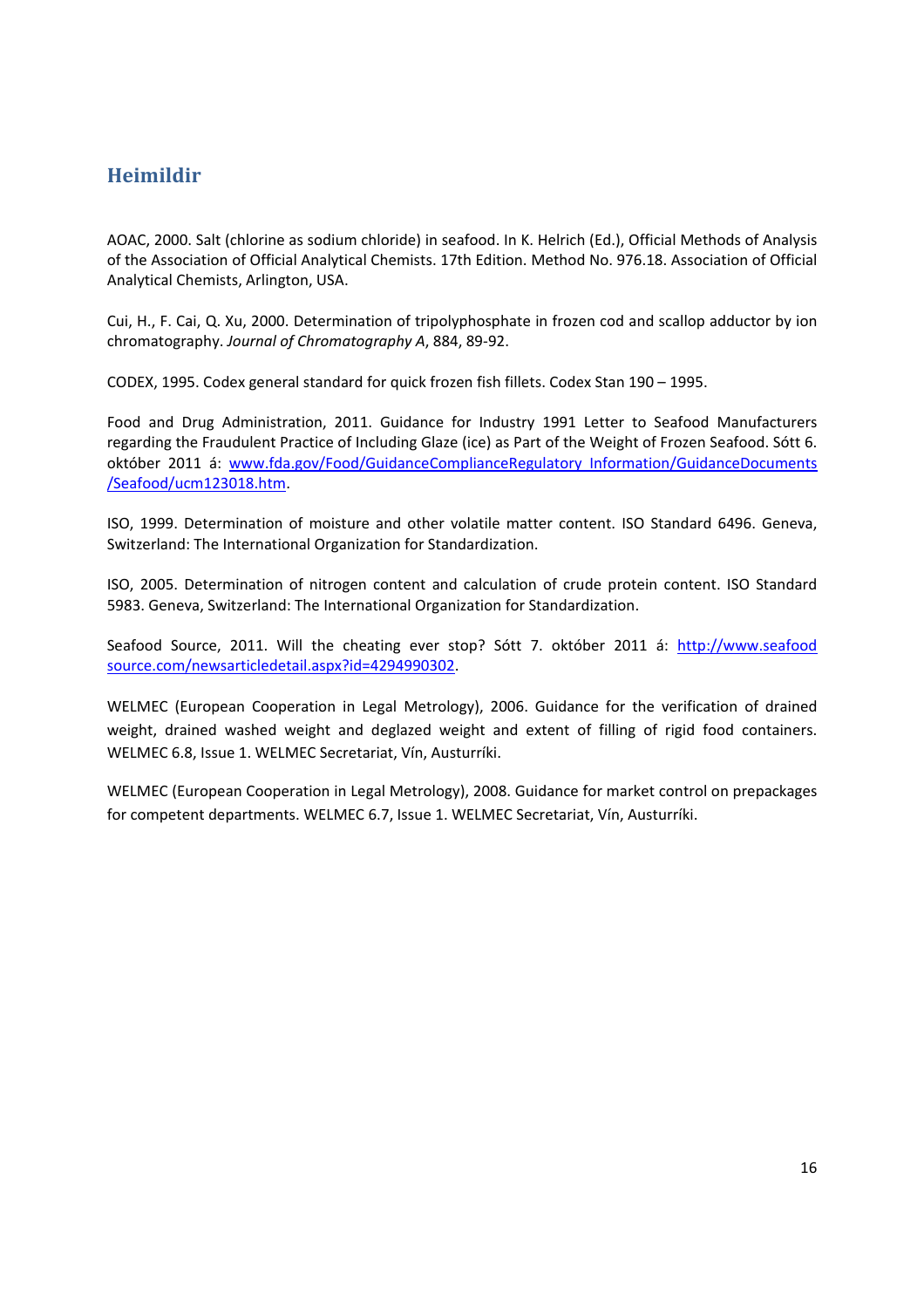## Heimildir

AOAC, 2000. Salt (chlorine as sodium chloride) in seafood. In K. Helrich (Ed.), Official Methods of Analysis of the Association of Official Analytical Chemists. 17th Edition. Method No. 976.18. Association of Official Analytical Chemists, Arlington, USA.

Cui, H., F. Cai, Q. Xu, 2000. Determination of tripolyphosphate in frozen cod and scallop adductor by ion chromatography. *Journal of Chromatography A*, 884, 89-92.

CODEX, 1995. Codex general standard for quick frozen fish fillets. Codex Stan 190 – 1995.

Food and Drug Administration, 2011. Guidance for Industry 1991 Letter to Seafood Manufacturers regarding the Fraudulent Practice of Including Glaze (ice) as Part of the Weight of Frozen Seafood. Sótt 6. október 2011 á: [www.fda.gov/Food/GuidanceComplianceRegulatory Information/GuidanceDocuments/Seafood/ucm123018.htm](www.fda.gov/Food/GuidanceComplianceRegulatory Information/GuidanceDocuments/Seafood/ucm123018.htm).

ISO, 1999. Determination of moisture and other volatile matter content. ISO Standard 6496. Geneva, Switzerland: The International Organization for Standardization.

ISO, 2005. Determination of nitrogen content and calculation of crude protein content. ISO Standard 5983. Geneva, Switzerland: The International Organization for Standardization.

Seafood Source, 2011. Will the cheating ever stop? Sótt 7. október 2011 á: [http://www.seafoodsource.com/newsarticledetail.aspx?id=4294990302](http://www.seafoodsource.com/newsarticledetail.aspx?id=4294990302).

WELMEC (European Cooperation in Legal Metrology), 2006. Guidance for the verification of drained weight, drained washed weight and deglazed weight and extent of filling of rigid food containers. WELMEC 6.8, Issue 1. WELMEC Secretariat, Vín, Austurríki.

WELMEC (European Cooperation in Legal Metrology), 2008. Guidance for market control on prepackages for competent departments. WELMEC 6.7, Issue 1. WELMEC Secretariat, Vín, Austurríki.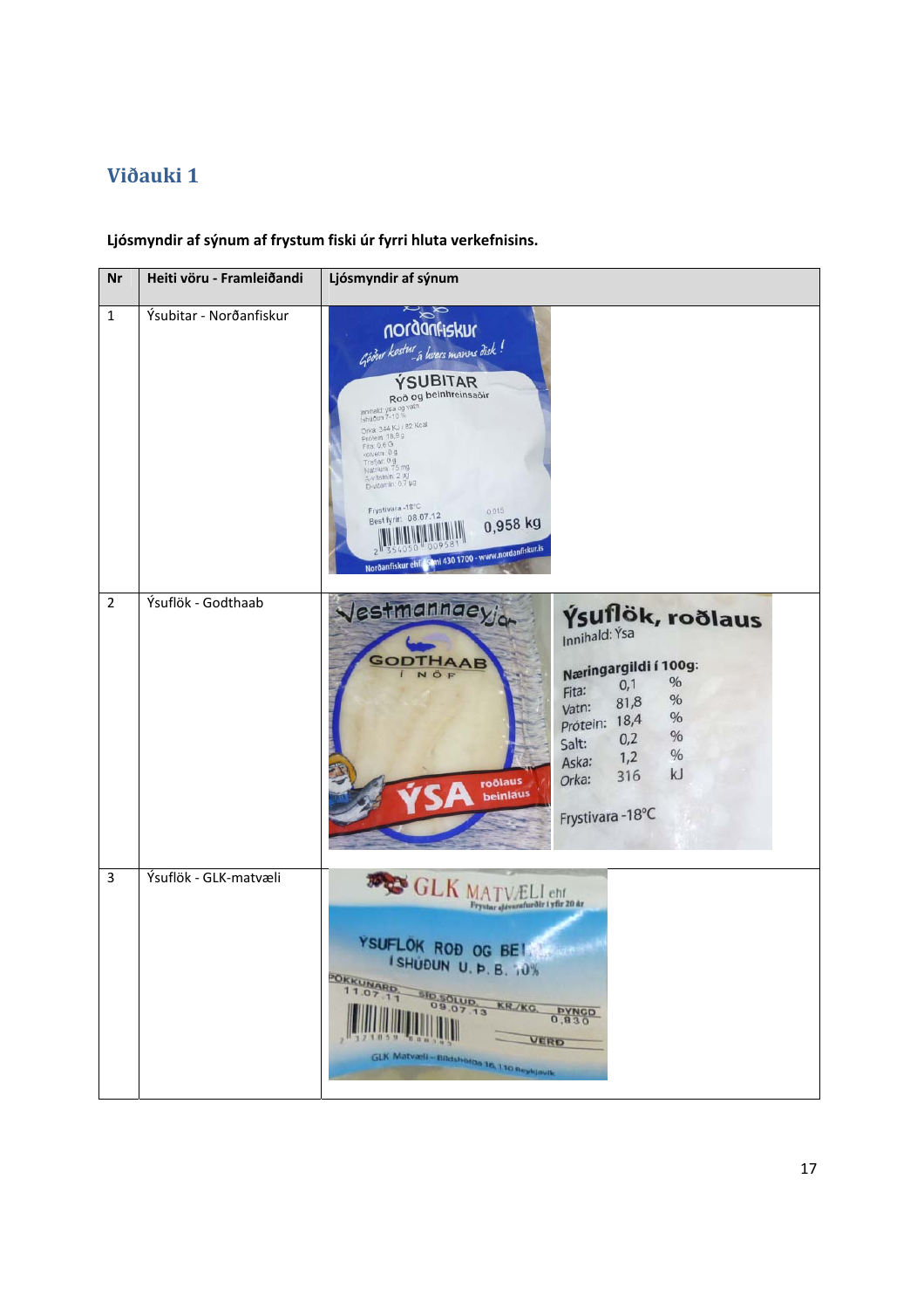## Viðauki 1

**Ljósmyndir af sýnum af frystum fiski úr fyrri hluta verkefnisins.**

| Nr | Heiti vöru - Framleiðandi | Ljósmyndir af sýnum |
|---|---|---|
| 1 | Ýsubitar - Norðanfiskur | |
| 2 | Ýsuflök - Godthaab | |
| 3 | Ýsuflök - GLK-matvæli | |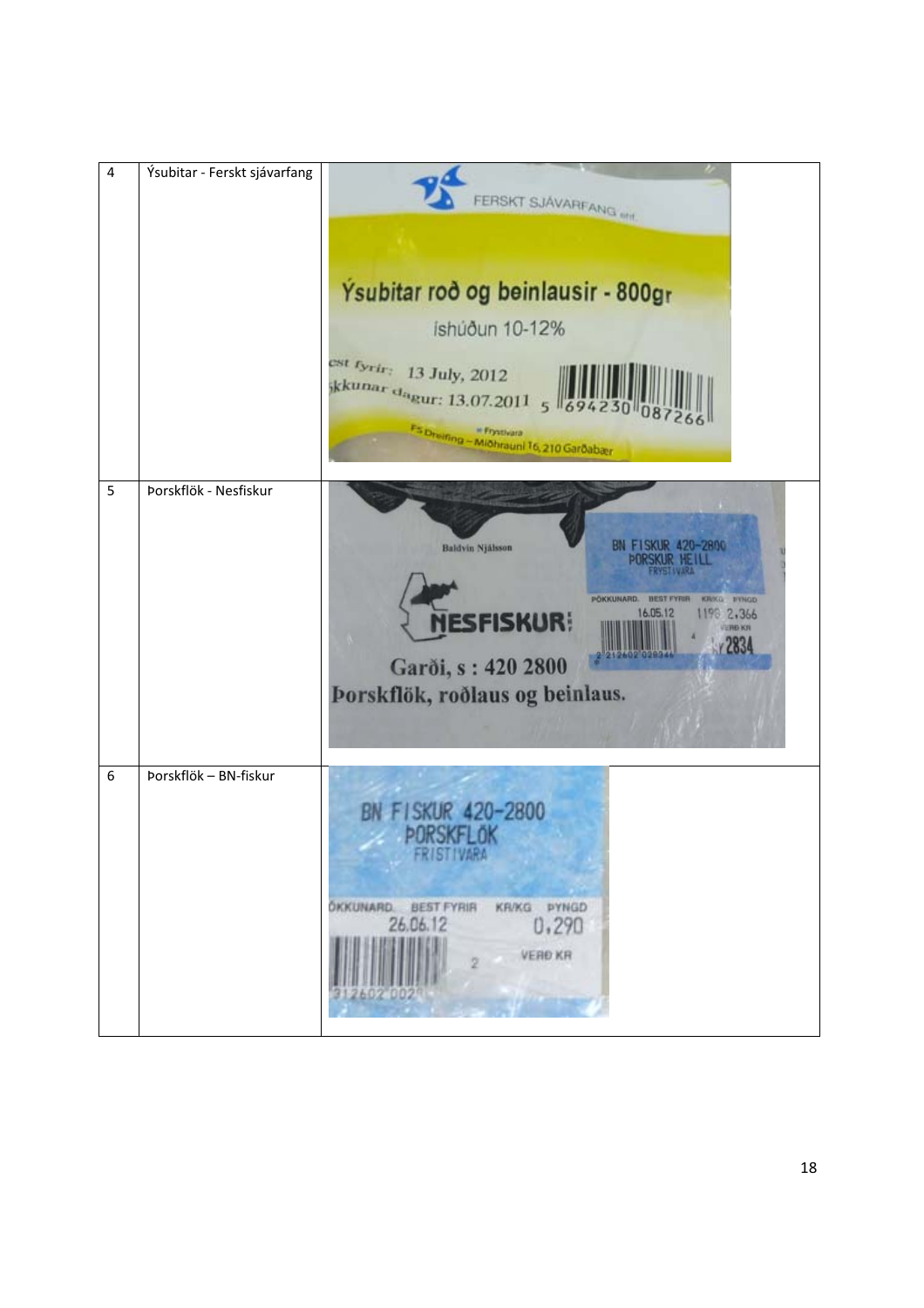| | | |
|---|---|---|
| 4 | Ýsubitar - Ferskt sjávarfang | FERSKT SJÁVARFANG ehf. Ýsubitar roð og beinlausir - 800gr íshúðun 10-12% est fyrir: 13 July, 2012 ökkunar dagur: 13.07.2011 5 694230 087266 = Frystivara FS Dreifing – Miðhrauni 16, 210 Garðabær |
| 5 | Þorskflök - Nesfiskur | Baldvin Njálsson NESFISKUR Garði, s : 420 2800 Þorskflök, roðlaus og beinlaus. BN FISKUR 420-2800 ÞORSKUR HEILL FRYSTIVARA PÖKKUNARD. BEST FYRIR KR/KG ÞYNGD 16.05.12 1198 2,366 VERÐ KR 2834 |
| 6 | Þorskflök – BN-fiskur | BN FISKUR 420-2800 ÞORSKFLÖK FRISTIVARA ÖKKUNARD. BEST FYRIR KR/KG ÞYNGD 26.06.12 0,290 VERÐ KR 2 312602 002 |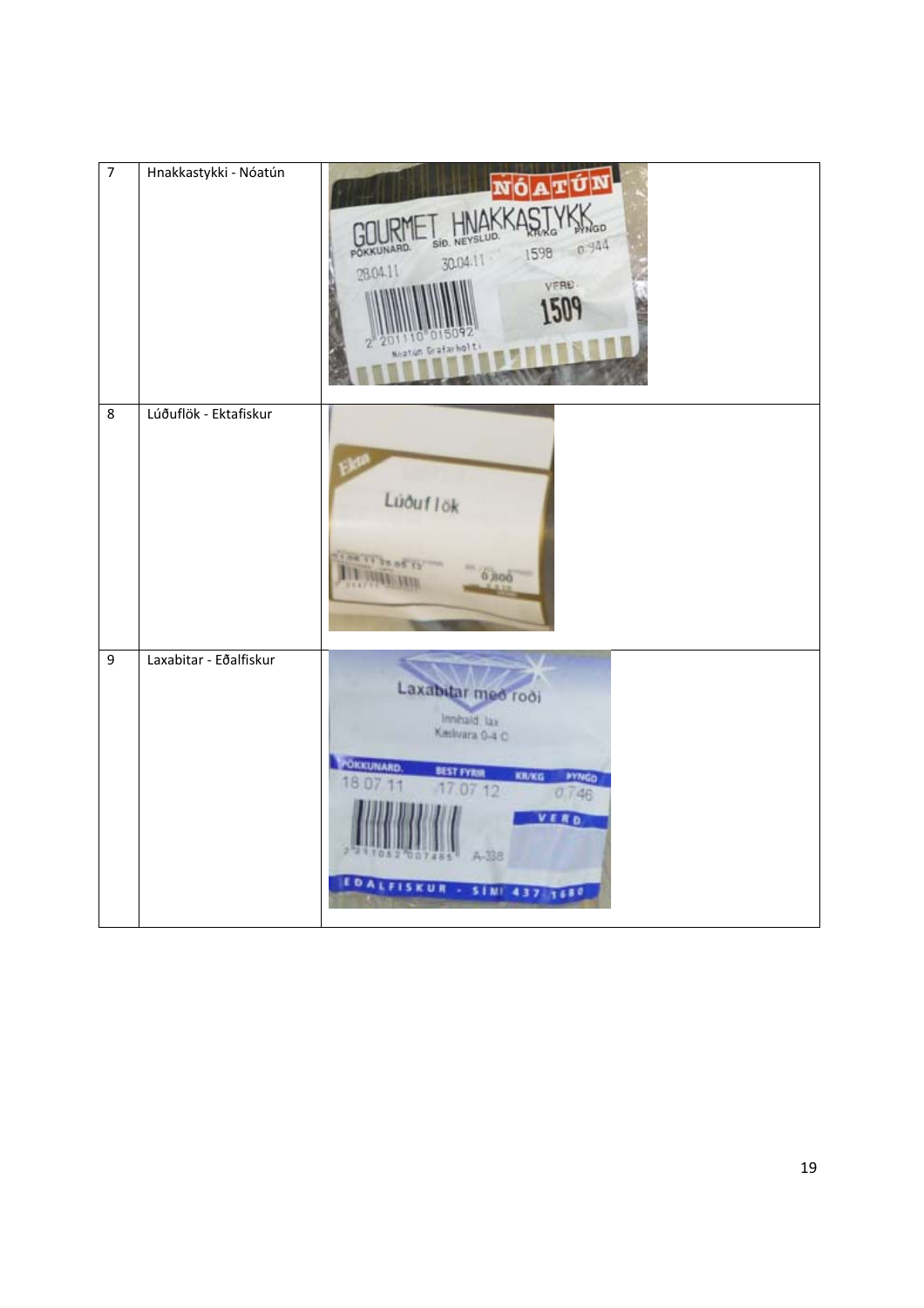| | | |
|---|---|---|
| 7 | Hnakkastykki - Nóatún | |
| 8 | Lúðuflök - Ektafiskur | |
| 9 | Laxabitar - Eðalfiskur | |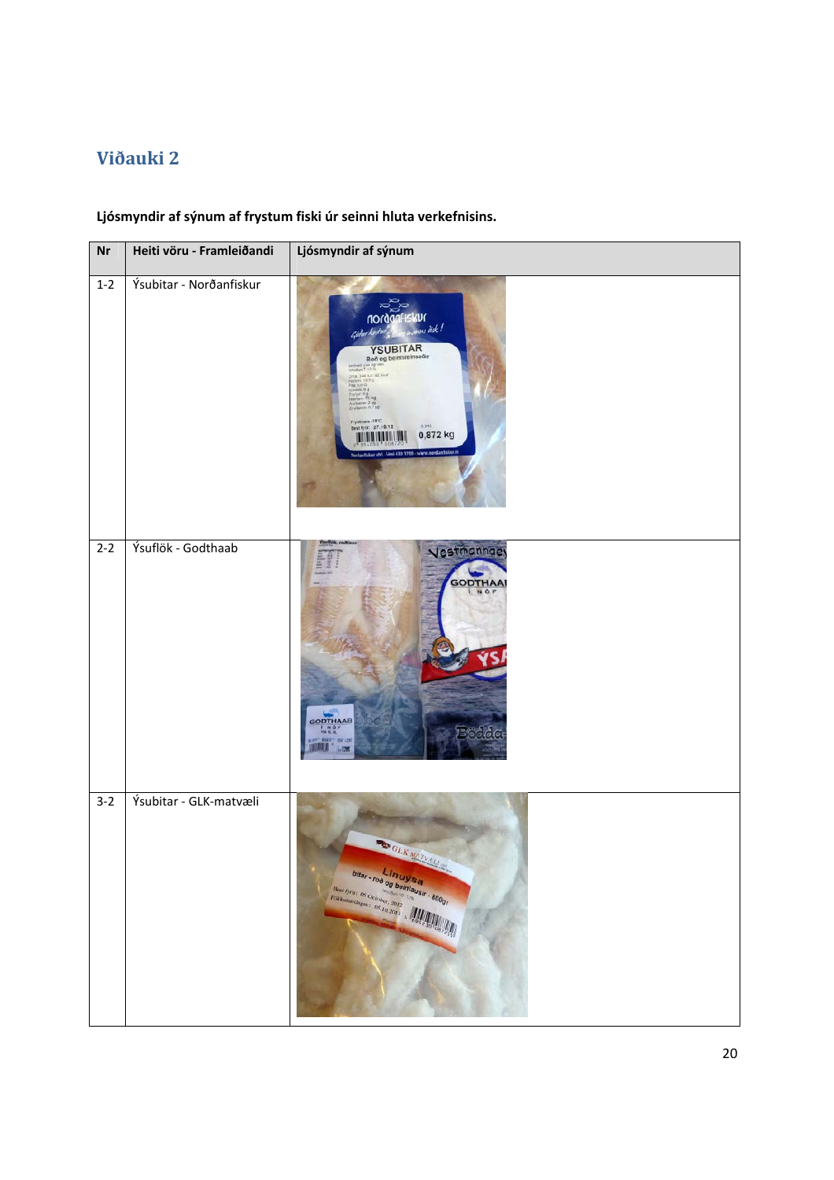## Viðauki 2

**Ljósmyndir af sýnum af frystum fiski úr seinni hluta verkefnisins.**

| Nr | Heiti vöru - Framleiðandi | Ljósmyndir af sýnum |
|---|---|---|
| 1-2 | Ýsubitar - Norðanfiskur | |
| 2-2 | Ýsuflök - Godthaab | |
| 3-2 | Ýsubitar - GLK-matvæli | |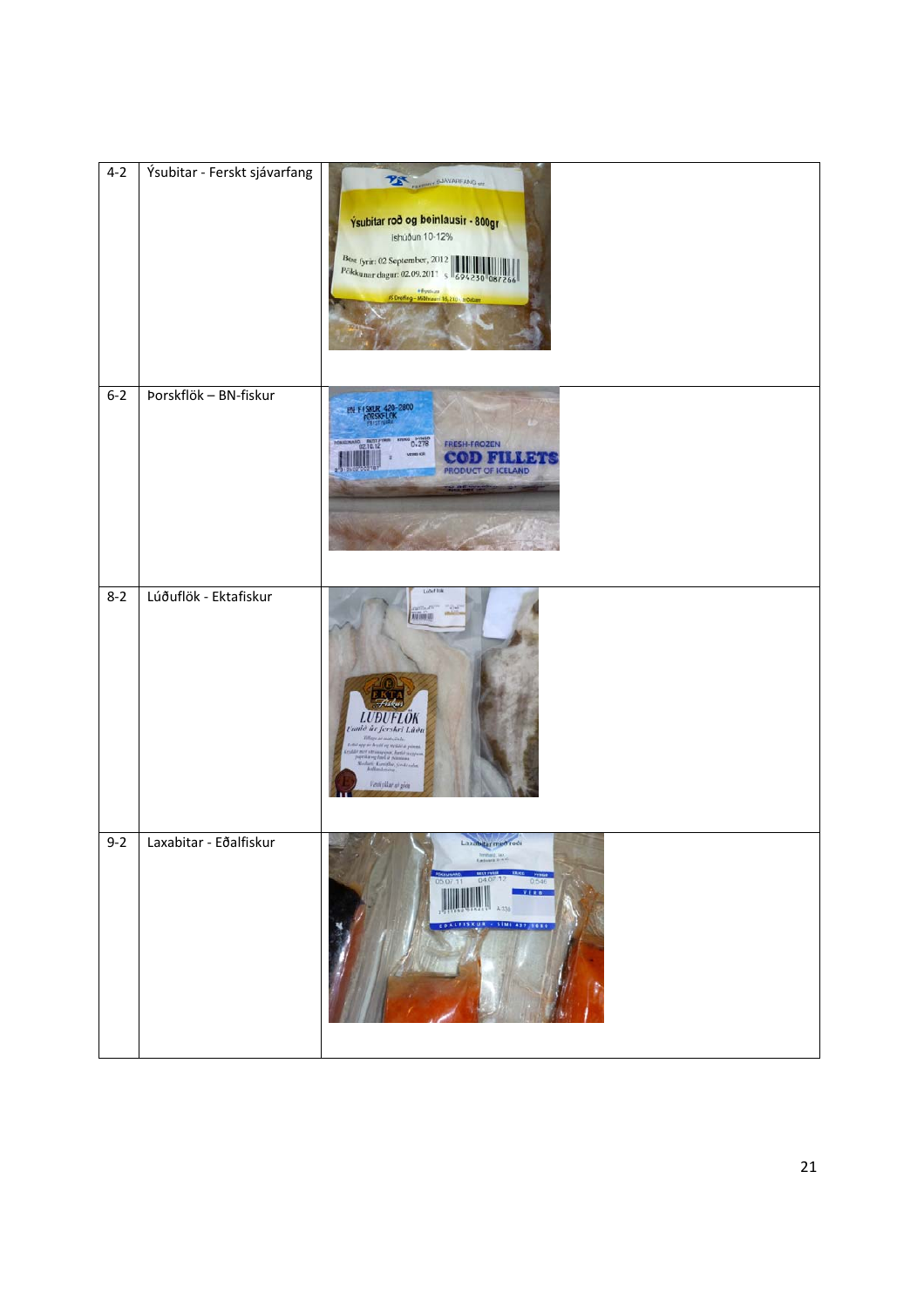| | | |
|---|---|---|
| 4-2 | Ýsubitar - Ferskt sjávarfang | |
| 6-2 | Þorskflök – BN-fiskur | |
| 8-2 | Lúðuflök - Ektafiskur | |
| 9-2 | Laxabitar - Eðalfiskur | |